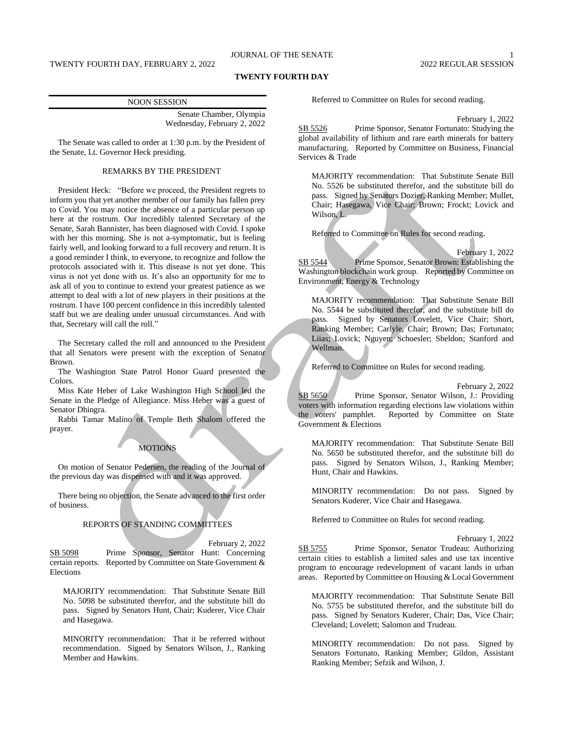# TWENTY FOURTH DAY

NOON SESSION

Senate Chamber, Olympia
Wednesday, February 2, 2022

The Senate was called to order at 1:30 p.m. by the President of the Senate, Lt. Governor Heck presiding.

## REMARKS BY THE PRESIDENT

President Heck: "Before we proceed, the President regrets to inform you that yet another member of our family has fallen prey to Covid. You may notice the absence of a particular person up here at the rostrum. Our incredibly talented Secretary of the Senate, Sarah Bannister, has been diagnosed with Covid. I spoke with her this morning. She is not a-symptomatic, but is feeling fairly well, and looking forward to a full recovery and return. It is a good reminder I think, to everyone, to recognize and follow the protocols associated with it. This disease is not yet done. This virus is not yet done with us. It's also an opportunity for me to ask all of you to continue to extend your greatest patience as we attempt to deal with a lot of new players in their positions at the rostrum. I have 100 percent confidence in this incredibly talented staff but we are dealing under unusual circumstances. And with that, Secretary will call the roll."

The Secretary called the roll and announced to the President that all Senators were present with the exception of Senator Brown.

The Washington State Patrol Honor Guard presented the Colors.

Miss Kate Heber of Lake Washington High School led the Senate in the Pledge of Allegiance. Miss Heber was a guest of Senator Dhingra.

Rabbi Tamar Malino of Temple Beth Shalom offered the prayer.

## MOTIONS

On motion of Senator Pedersen, the reading of the Journal of the previous day was dispensed with and it was approved.

There being no objection, the Senate advanced to the first order of business.

## REPORTS OF STANDING COMMITTEES

February 2, 2022

SB 5098 Prime Sponsor, Senator Hunt: Concerning certain reports. Reported by Committee on State Government & Elections

MAJORITY recommendation: That Substitute Senate Bill No. 5098 be substituted therefor, and the substitute bill do pass. Signed by Senators Hunt, Chair; Kuderer, Vice Chair and Hasegawa.

MINORITY recommendation: That it be referred without recommendation. Signed by Senators Wilson, J., Ranking Member and Hawkins.

Referred to Committee on Rules for second reading.

February 1, 2022

SB 5526 Prime Sponsor, Senator Fortunato: Studying the global availability of lithium and rare earth minerals for battery manufacturing. Reported by Committee on Business, Financial Services & Trade

MAJORITY recommendation: That Substitute Senate Bill No. 5526 be substituted therefor, and the substitute bill do pass. Signed by Senators Dozier, Ranking Member; Mullet, Chair; Hasegawa, Vice Chair; Brown; Frockt; Lovick and Wilson, L.

Referred to Committee on Rules for second reading.

February 1, 2022

SB 5544 Prime Sponsor, Senator Brown: Establishing the Washington blockchain work group. Reported by Committee on Environment, Energy & Technology

MAJORITY recommendation: That Substitute Senate Bill No. 5544 be substituted therefor, and the substitute bill do pass. Signed by Senators Lovelett, Vice Chair; Short, Ranking Member; Carlyle, Chair; Brown; Das; Fortunato; Liias; Lovick; Nguyen; Schoesler; Sheldon; Stanford and Wellman.

Referred to Committee on Rules for second reading.

February 2, 2022

SB 5650 Prime Sponsor, Senator Wilson, J.: Providing voters with information regarding elections law violations within the voters' pamphlet. Reported by Committee on State Government & Elections

MAJORITY recommendation: That Substitute Senate Bill No. 5650 be substituted therefor, and the substitute bill do pass. Signed by Senators Wilson, J., Ranking Member; Hunt, Chair and Hawkins.

MINORITY recommendation: Do not pass. Signed by Senators Kuderer, Vice Chair and Hasegawa.

Referred to Committee on Rules for second reading.

February 1, 2022

SB 5755 Prime Sponsor, Senator Trudeau: Authorizing certain cities to establish a limited sales and use tax incentive program to encourage redevelopment of vacant lands in urban areas. Reported by Committee on Housing & Local Government

MAJORITY recommendation: That Substitute Senate Bill No. 5755 be substituted therefor, and the substitute bill do pass. Signed by Senators Kuderer, Chair; Das, Vice Chair; Cleveland; Lovelett; Salomon and Trudeau.

MINORITY recommendation: Do not pass. Signed by Senators Fortunato, Ranking Member; Gildon, Assistant Ranking Member; Sefzik and Wilson, J.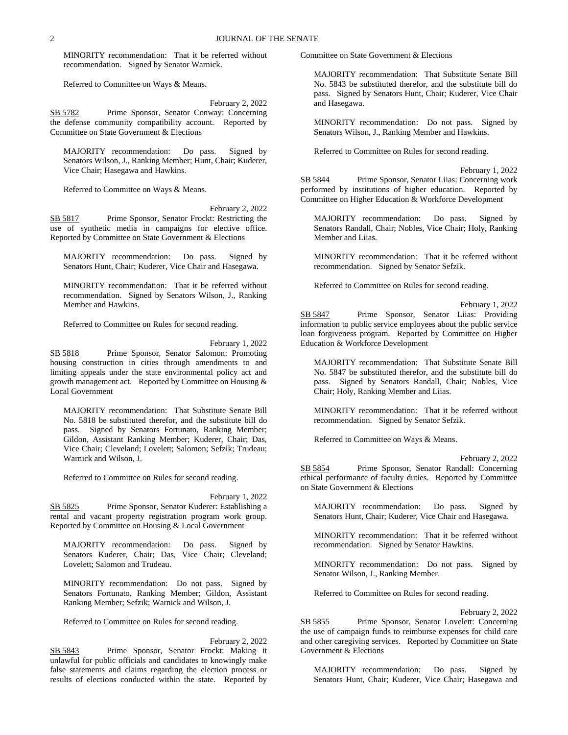MINORITY recommendation: That it be referred without recommendation. Signed by Senator Warnick.

Referred to Committee on Ways & Means.

February 2, 2022

SB 5782 Prime Sponsor, Senator Conway: Concerning the defense community compatibility account. Reported by Committee on State Government & Elections

MAJORITY recommendation: Do pass. Signed by Senators Wilson, J., Ranking Member; Hunt, Chair; Kuderer, Vice Chair; Hasegawa and Hawkins.

Referred to Committee on Ways & Means.

February 2, 2022

SB 5817 Prime Sponsor, Senator Frockt: Restricting the use of synthetic media in campaigns for elective office. Reported by Committee on State Government & Elections

MAJORITY recommendation: Do pass. Signed by Senators Hunt, Chair; Kuderer, Vice Chair and Hasegawa.

MINORITY recommendation: That it be referred without recommendation. Signed by Senators Wilson, J., Ranking Member and Hawkins.

Referred to Committee on Rules for second reading.

February 1, 2022

SB 5818 Prime Sponsor, Senator Salomon: Promoting housing construction in cities through amendments to and limiting appeals under the state environmental policy act and growth management act. Reported by Committee on Housing & Local Government

MAJORITY recommendation: That Substitute Senate Bill No. 5818 be substituted therefor, and the substitute bill do pass. Signed by Senators Fortunato, Ranking Member; Gildon, Assistant Ranking Member; Kuderer, Chair; Das, Vice Chair; Cleveland; Lovelett; Salomon; Sefzik; Trudeau; Warnick and Wilson, J.

Referred to Committee on Rules for second reading.

February 1, 2022

SB 5825 Prime Sponsor, Senator Kuderer: Establishing a rental and vacant property registration program work group. Reported by Committee on Housing & Local Government

MAJORITY recommendation: Do pass. Signed by Senators Kuderer, Chair; Das, Vice Chair; Cleveland; Lovelett; Salomon and Trudeau.

MINORITY recommendation: Do not pass. Signed by Senators Fortunato, Ranking Member; Gildon, Assistant Ranking Member; Sefzik; Warnick and Wilson, J.

Referred to Committee on Rules for second reading.

February 2, 2022

SB 5843 Prime Sponsor, Senator Frockt: Making it unlawful for public officials and candidates to knowingly make false statements and claims regarding the election process or results of elections conducted within the state. Reported by Committee on State Government & Elections

MAJORITY recommendation: That Substitute Senate Bill No. 5843 be substituted therefor, and the substitute bill do pass. Signed by Senators Hunt, Chair; Kuderer, Vice Chair and Hasegawa.

MINORITY recommendation: Do not pass. Signed by Senators Wilson, J., Ranking Member and Hawkins.

Referred to Committee on Rules for second reading.

February 1, 2022

SB 5844 Prime Sponsor, Senator Liias: Concerning work performed by institutions of higher education. Reported by Committee on Higher Education & Workforce Development

MAJORITY recommendation: Do pass. Signed by Senators Randall, Chair; Nobles, Vice Chair; Holy, Ranking Member and Liias.

MINORITY recommendation: That it be referred without recommendation. Signed by Senator Sefzik.

Referred to Committee on Rules for second reading.

February 1, 2022

SB 5847 Prime Sponsor, Senator Liias: Providing information to public service employees about the public service loan forgiveness program. Reported by Committee on Higher Education & Workforce Development

MAJORITY recommendation: That Substitute Senate Bill No. 5847 be substituted therefor, and the substitute bill do pass. Signed by Senators Randall, Chair; Nobles, Vice Chair; Holy, Ranking Member and Liias.

MINORITY recommendation: That it be referred without recommendation. Signed by Senator Sefzik.

Referred to Committee on Ways & Means.

February 2, 2022

SB 5854 Prime Sponsor, Senator Randall: Concerning ethical performance of faculty duties. Reported by Committee on State Government & Elections

MAJORITY recommendation: Do pass. Signed by Senators Hunt, Chair; Kuderer, Vice Chair and Hasegawa.

MINORITY recommendation: That it be referred without recommendation. Signed by Senator Hawkins.

MINORITY recommendation: Do not pass. Signed by Senator Wilson, J., Ranking Member.

Referred to Committee on Rules for second reading.

February 2, 2022

SB 5855 Prime Sponsor, Senator Lovelett: Concerning the use of campaign funds to reimburse expenses for child care and other caregiving services. Reported by Committee on State Government & Elections

MAJORITY recommendation: Do pass. Signed by Senators Hunt, Chair; Kuderer, Vice Chair; Hasegawa and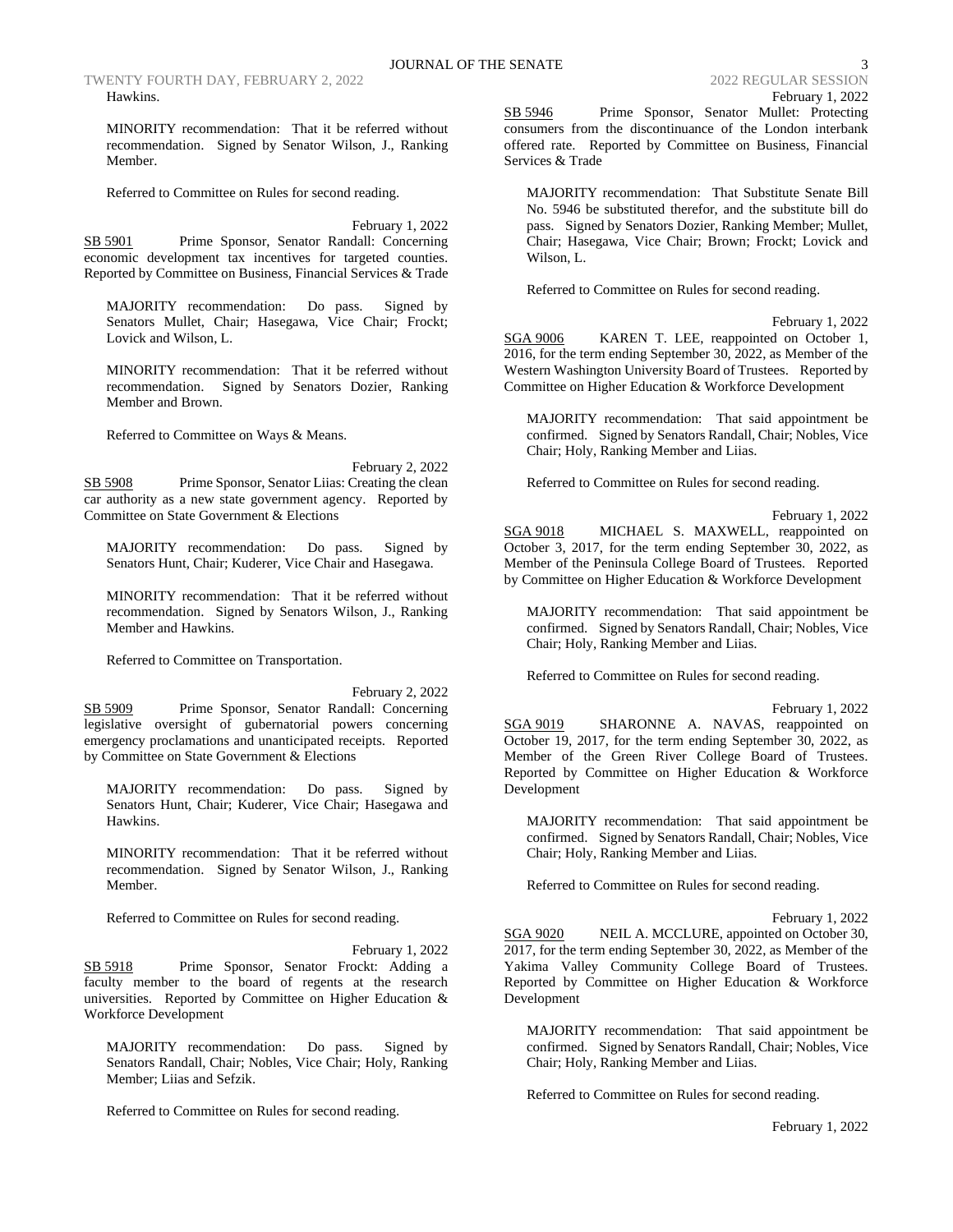Hawkins.

MINORITY recommendation: That it be referred without recommendation. Signed by Senator Wilson, J., Ranking Member.

Referred to Committee on Rules for second reading.

February 1, 2022

SB 5901 Prime Sponsor, Senator Randall: Concerning economic development tax incentives for targeted counties. Reported by Committee on Business, Financial Services & Trade

MAJORITY recommendation: Do pass. Signed by Senators Mullet, Chair; Hasegawa, Vice Chair; Frockt; Lovick and Wilson, L.

MINORITY recommendation: That it be referred without recommendation. Signed by Senators Dozier, Ranking Member and Brown.

Referred to Committee on Ways & Means.

February 2, 2022

SB 5908 Prime Sponsor, Senator Liias: Creating the clean car authority as a new state government agency. Reported by Committee on State Government & Elections

MAJORITY recommendation: Do pass. Signed by Senators Hunt, Chair; Kuderer, Vice Chair and Hasegawa.

MINORITY recommendation: That it be referred without recommendation. Signed by Senators Wilson, J., Ranking Member and Hawkins.

Referred to Committee on Transportation.

February 2, 2022

SB 5909 Prime Sponsor, Senator Randall: Concerning legislative oversight of gubernatorial powers concerning emergency proclamations and unanticipated receipts. Reported by Committee on State Government & Elections

MAJORITY recommendation: Do pass. Signed by Senators Hunt, Chair; Kuderer, Vice Chair; Hasegawa and Hawkins.

MINORITY recommendation: That it be referred without recommendation. Signed by Senator Wilson, J., Ranking Member.

Referred to Committee on Rules for second reading.

February 1, 2022

SB 5918 Prime Sponsor, Senator Frockt: Adding a faculty member to the board of regents at the research universities. Reported by Committee on Higher Education & Workforce Development

MAJORITY recommendation: Do pass. Signed by Senators Randall, Chair; Nobles, Vice Chair; Holy, Ranking Member; Liias and Sefzik.

Referred to Committee on Rules for second reading.

February 1, 2022

SB 5946 Prime Sponsor, Senator Mullet: Protecting consumers from the discontinuance of the London interbank offered rate. Reported by Committee on Business, Financial Services & Trade

MAJORITY recommendation: That Substitute Senate Bill No. 5946 be substituted therefor, and the substitute bill do pass. Signed by Senators Dozier, Ranking Member; Mullet, Chair; Hasegawa, Vice Chair; Brown; Frockt; Lovick and Wilson, L.

Referred to Committee on Rules for second reading.

February 1, 2022

SGA 9006 KAREN T. LEE, reappointed on October 1, 2016, for the term ending September 30, 2022, as Member of the Western Washington University Board of Trustees. Reported by Committee on Higher Education & Workforce Development

MAJORITY recommendation: That said appointment be confirmed. Signed by Senators Randall, Chair; Nobles, Vice Chair; Holy, Ranking Member and Liias.

Referred to Committee on Rules for second reading.

February 1, 2022

SGA 9018 MICHAEL S. MAXWELL, reappointed on October 3, 2017, for the term ending September 30, 2022, as Member of the Peninsula College Board of Trustees. Reported by Committee on Higher Education & Workforce Development

MAJORITY recommendation: That said appointment be confirmed. Signed by Senators Randall, Chair; Nobles, Vice Chair; Holy, Ranking Member and Liias.

Referred to Committee on Rules for second reading.

February 1, 2022

SGA 9019 SHARONNE A. NAVAS, reappointed on October 19, 2017, for the term ending September 30, 2022, as Member of the Green River College Board of Trustees. Reported by Committee on Higher Education & Workforce Development

MAJORITY recommendation: That said appointment be confirmed. Signed by Senators Randall, Chair; Nobles, Vice Chair; Holy, Ranking Member and Liias.

Referred to Committee on Rules for second reading.

February 1, 2022

SGA 9020 NEIL A. MCCLURE, appointed on October 30, 2017, for the term ending September 30, 2022, as Member of the Yakima Valley Community College Board of Trustees. Reported by Committee on Higher Education & Workforce Development

MAJORITY recommendation: That said appointment be confirmed. Signed by Senators Randall, Chair; Nobles, Vice Chair; Holy, Ranking Member and Liias.

Referred to Committee on Rules for second reading.

February 1, 2022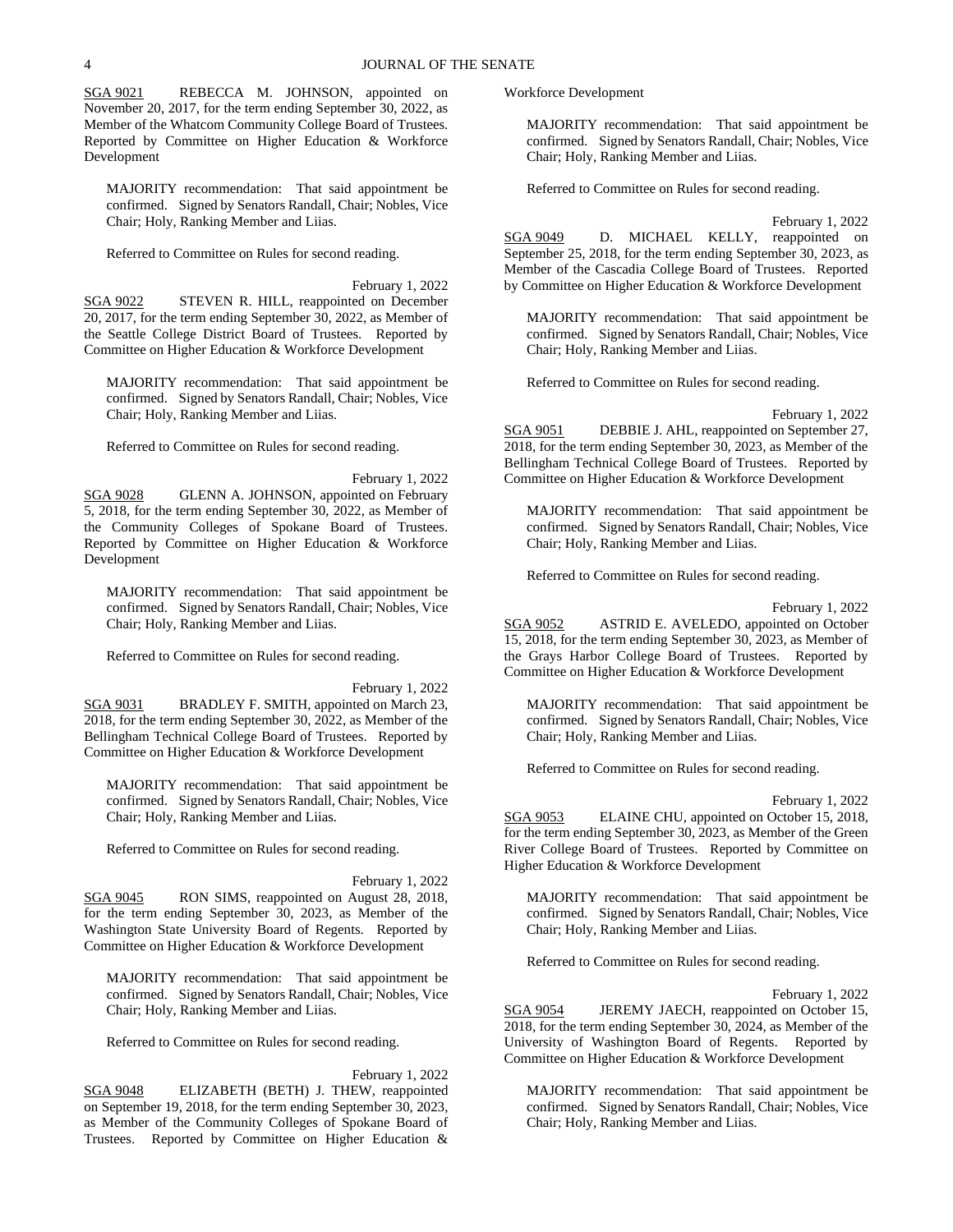SGA 9021 REBECCA M. JOHNSON, appointed on November 20, 2017, for the term ending September 30, 2022, as Member of the Whatcom Community College Board of Trustees. Reported by Committee on Higher Education & Workforce Development

MAJORITY recommendation: That said appointment be confirmed. Signed by Senators Randall, Chair; Nobles, Vice Chair; Holy, Ranking Member and Liias.

Referred to Committee on Rules for second reading.

February 1, 2022

SGA 9022 STEVEN R. HILL, reappointed on December 20, 2017, for the term ending September 30, 2022, as Member of the Seattle College District Board of Trustees. Reported by Committee on Higher Education & Workforce Development

MAJORITY recommendation: That said appointment be confirmed. Signed by Senators Randall, Chair; Nobles, Vice Chair; Holy, Ranking Member and Liias.

Referred to Committee on Rules for second reading.

February 1, 2022

SGA 9028 GLENN A. JOHNSON, appointed on February 5, 2018, for the term ending September 30, 2022, as Member of the Community Colleges of Spokane Board of Trustees. Reported by Committee on Higher Education & Workforce Development

MAJORITY recommendation: That said appointment be confirmed. Signed by Senators Randall, Chair; Nobles, Vice Chair; Holy, Ranking Member and Liias.

Referred to Committee on Rules for second reading.

February 1, 2022

SGA 9031 BRADLEY F. SMITH, appointed on March 23, 2018, for the term ending September 30, 2022, as Member of the Bellingham Technical College Board of Trustees. Reported by Committee on Higher Education & Workforce Development

MAJORITY recommendation: That said appointment be confirmed. Signed by Senators Randall, Chair; Nobles, Vice Chair; Holy, Ranking Member and Liias.

Referred to Committee on Rules for second reading.

February 1, 2022

SGA 9045 RON SIMS, reappointed on August 28, 2018, for the term ending September 30, 2023, as Member of the Washington State University Board of Regents. Reported by Committee on Higher Education & Workforce Development

MAJORITY recommendation: That said appointment be confirmed. Signed by Senators Randall, Chair; Nobles, Vice Chair; Holy, Ranking Member and Liias.

Referred to Committee on Rules for second reading.

February 1, 2022

SGA 9048 ELIZABETH (BETH) J. THEW, reappointed on September 19, 2018, for the term ending September 30, 2023, as Member of the Community Colleges of Spokane Board of Trustees. Reported by Committee on Higher Education & Workforce Development

MAJORITY recommendation: That said appointment be confirmed. Signed by Senators Randall, Chair; Nobles, Vice Chair; Holy, Ranking Member and Liias.

Referred to Committee on Rules for second reading.

February 1, 2022

SGA 9049 D. MICHAEL KELLY, reappointed on September 25, 2018, for the term ending September 30, 2023, as Member of the Cascadia College Board of Trustees. Reported by Committee on Higher Education & Workforce Development

MAJORITY recommendation: That said appointment be confirmed. Signed by Senators Randall, Chair; Nobles, Vice Chair; Holy, Ranking Member and Liias.

Referred to Committee on Rules for second reading.

February 1, 2022

SGA 9051 DEBBIE J. AHL, reappointed on September 27, 2018, for the term ending September 30, 2023, as Member of the Bellingham Technical College Board of Trustees. Reported by Committee on Higher Education & Workforce Development

MAJORITY recommendation: That said appointment be confirmed. Signed by Senators Randall, Chair; Nobles, Vice Chair; Holy, Ranking Member and Liias.

Referred to Committee on Rules for second reading.

February 1, 2022

SGA 9052 ASTRID E. AVELEDO, appointed on October 15, 2018, for the term ending September 30, 2023, as Member of the Grays Harbor College Board of Trustees. Reported by Committee on Higher Education & Workforce Development

MAJORITY recommendation: That said appointment be confirmed. Signed by Senators Randall, Chair; Nobles, Vice Chair; Holy, Ranking Member and Liias.

Referred to Committee on Rules for second reading.

February 1, 2022

SGA 9053 ELAINE CHU, appointed on October 15, 2018, for the term ending September 30, 2023, as Member of the Green River College Board of Trustees. Reported by Committee on Higher Education & Workforce Development

MAJORITY recommendation: That said appointment be confirmed. Signed by Senators Randall, Chair; Nobles, Vice Chair; Holy, Ranking Member and Liias.

Referred to Committee on Rules for second reading.

February 1, 2022

SGA 9054 JEREMY JAECH, reappointed on October 15, 2018, for the term ending September 30, 2024, as Member of the University of Washington Board of Regents. Reported by Committee on Higher Education & Workforce Development

MAJORITY recommendation: That said appointment be confirmed. Signed by Senators Randall, Chair; Nobles, Vice Chair; Holy, Ranking Member and Liias.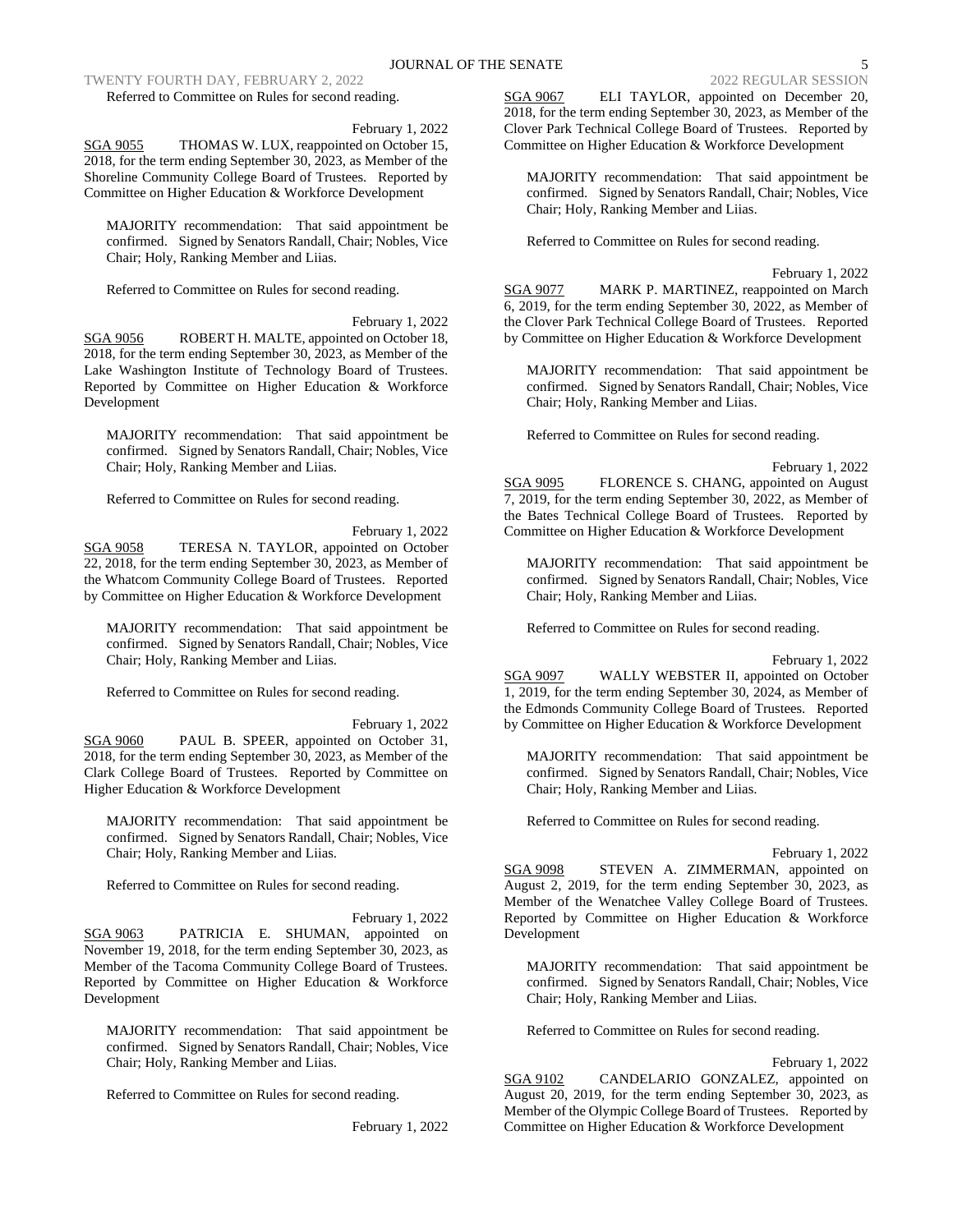Referred to Committee on Rules for second reading.

February 1, 2022

SGA 9055 THOMAS W. LUX, reappointed on October 15, 2018, for the term ending September 30, 2023, as Member of the Shoreline Community College Board of Trustees. Reported by Committee on Higher Education & Workforce Development

MAJORITY recommendation: That said appointment be confirmed. Signed by Senators Randall, Chair; Nobles, Vice Chair; Holy, Ranking Member and Liias.

Referred to Committee on Rules for second reading.

February 1, 2022

SGA 9056 ROBERT H. MALTE, appointed on October 18, 2018, for the term ending September 30, 2023, as Member of the Lake Washington Institute of Technology Board of Trustees. Reported by Committee on Higher Education & Workforce Development

MAJORITY recommendation: That said appointment be confirmed. Signed by Senators Randall, Chair; Nobles, Vice Chair; Holy, Ranking Member and Liias.

Referred to Committee on Rules for second reading.

February 1, 2022

SGA 9058 TERESA N. TAYLOR, appointed on October 22, 2018, for the term ending September 30, 2023, as Member of the Whatcom Community College Board of Trustees. Reported by Committee on Higher Education & Workforce Development

MAJORITY recommendation: That said appointment be confirmed. Signed by Senators Randall, Chair; Nobles, Vice Chair; Holy, Ranking Member and Liias.

Referred to Committee on Rules for second reading.

February 1, 2022

SGA 9060 PAUL B. SPEER, appointed on October 31, 2018, for the term ending September 30, 2023, as Member of the Clark College Board of Trustees. Reported by Committee on Higher Education & Workforce Development

MAJORITY recommendation: That said appointment be confirmed. Signed by Senators Randall, Chair; Nobles, Vice Chair; Holy, Ranking Member and Liias.

Referred to Committee on Rules for second reading.

February 1, 2022

SGA 9063 PATRICIA E. SHUMAN, appointed on November 19, 2018, for the term ending September 30, 2023, as Member of the Tacoma Community College Board of Trustees. Reported by Committee on Higher Education & Workforce Development

MAJORITY recommendation: That said appointment be confirmed. Signed by Senators Randall, Chair; Nobles, Vice Chair; Holy, Ranking Member and Liias.

Referred to Committee on Rules for second reading.

February 1, 2022

SGA 9067 ELI TAYLOR, appointed on December 20, 2018, for the term ending September 30, 2023, as Member of the Clover Park Technical College Board of Trustees. Reported by Committee on Higher Education & Workforce Development

MAJORITY recommendation: That said appointment be confirmed. Signed by Senators Randall, Chair; Nobles, Vice Chair; Holy, Ranking Member and Liias.

Referred to Committee on Rules for second reading.

February 1, 2022

SGA 9077 MARK P. MARTINEZ, reappointed on March 6, 2019, for the term ending September 30, 2022, as Member of the Clover Park Technical College Board of Trustees. Reported by Committee on Higher Education & Workforce Development

MAJORITY recommendation: That said appointment be confirmed. Signed by Senators Randall, Chair; Nobles, Vice Chair; Holy, Ranking Member and Liias.

Referred to Committee on Rules for second reading.

February 1, 2022

SGA 9095 FLORENCE S. CHANG, appointed on August 7, 2019, for the term ending September 30, 2022, as Member of the Bates Technical College Board of Trustees. Reported by Committee on Higher Education & Workforce Development

MAJORITY recommendation: That said appointment be confirmed. Signed by Senators Randall, Chair; Nobles, Vice Chair; Holy, Ranking Member and Liias.

Referred to Committee on Rules for second reading.

February 1, 2022

SGA 9097 WALLY WEBSTER II, appointed on October 1, 2019, for the term ending September 30, 2024, as Member of the Edmonds Community College Board of Trustees. Reported by Committee on Higher Education & Workforce Development

MAJORITY recommendation: That said appointment be confirmed. Signed by Senators Randall, Chair; Nobles, Vice Chair; Holy, Ranking Member and Liias.

Referred to Committee on Rules for second reading.

February 1, 2022

SGA 9098 STEVEN A. ZIMMERMAN, appointed on August 2, 2019, for the term ending September 30, 2023, as Member of the Wenatchee Valley College Board of Trustees. Reported by Committee on Higher Education & Workforce Development

MAJORITY recommendation: That said appointment be confirmed. Signed by Senators Randall, Chair; Nobles, Vice Chair; Holy, Ranking Member and Liias.

Referred to Committee on Rules for second reading.

February 1, 2022

SGA 9102 CANDELARIO GONZALEZ, appointed on August 20, 2019, for the term ending September 30, 2023, as Member of the Olympic College Board of Trustees. Reported by Committee on Higher Education & Workforce Development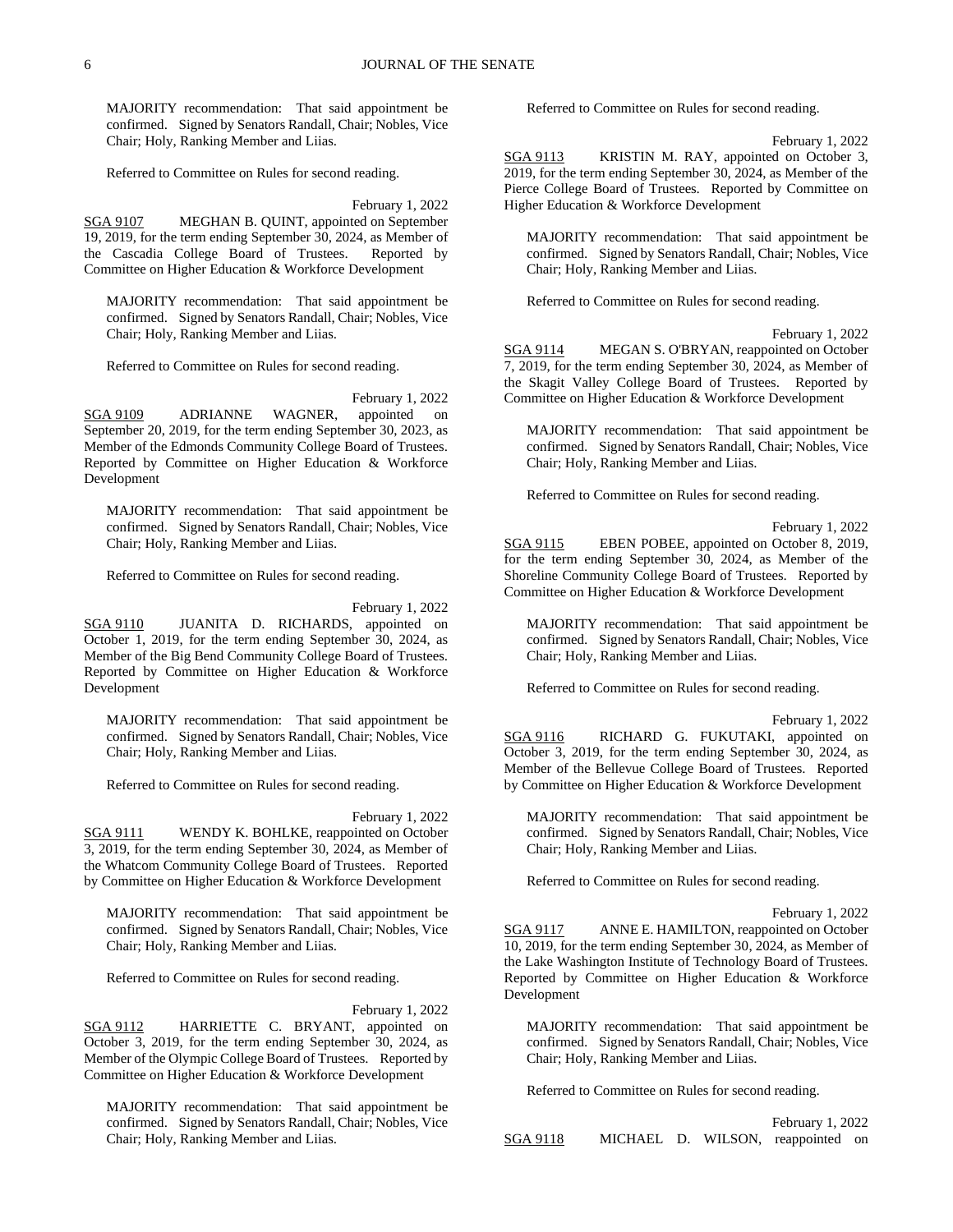MAJORITY recommendation: That said appointment be confirmed. Signed by Senators Randall, Chair; Nobles, Vice Chair; Holy, Ranking Member and Liias.

Referred to Committee on Rules for second reading.

February 1, 2022

SGA 9107 MEGHAN B. QUINT, appointed on September 19, 2019, for the term ending September 30, 2024, as Member of the Cascadia College Board of Trustees. Reported by Committee on Higher Education & Workforce Development

MAJORITY recommendation: That said appointment be confirmed. Signed by Senators Randall, Chair; Nobles, Vice Chair; Holy, Ranking Member and Liias.

Referred to Committee on Rules for second reading.

February 1, 2022

SGA 9109 ADRIANNE WAGNER, appointed on September 20, 2019, for the term ending September 30, 2023, as Member of the Edmonds Community College Board of Trustees. Reported by Committee on Higher Education & Workforce Development

MAJORITY recommendation: That said appointment be confirmed. Signed by Senators Randall, Chair; Nobles, Vice Chair; Holy, Ranking Member and Liias.

Referred to Committee on Rules for second reading.

February 1, 2022

SGA 9110 JUANITA D. RICHARDS, appointed on October 1, 2019, for the term ending September 30, 2024, as Member of the Big Bend Community College Board of Trustees. Reported by Committee on Higher Education & Workforce Development

MAJORITY recommendation: That said appointment be confirmed. Signed by Senators Randall, Chair; Nobles, Vice Chair; Holy, Ranking Member and Liias.

Referred to Committee on Rules for second reading.

February 1, 2022

SGA 9111 WENDY K. BOHLKE, reappointed on October 3, 2019, for the term ending September 30, 2024, as Member of the Whatcom Community College Board of Trustees. Reported by Committee on Higher Education & Workforce Development

MAJORITY recommendation: That said appointment be confirmed. Signed by Senators Randall, Chair; Nobles, Vice Chair; Holy, Ranking Member and Liias.

Referred to Committee on Rules for second reading.

February 1, 2022

SGA 9112 HARRIETTE C. BRYANT, appointed on October 3, 2019, for the term ending September 30, 2024, as Member of the Olympic College Board of Trustees. Reported by Committee on Higher Education & Workforce Development

MAJORITY recommendation: That said appointment be confirmed. Signed by Senators Randall, Chair; Nobles, Vice Chair; Holy, Ranking Member and Liias.

Referred to Committee on Rules for second reading.

February 1, 2022

SGA 9113 KRISTIN M. RAY, appointed on October 3, 2019, for the term ending September 30, 2024, as Member of the Pierce College Board of Trustees. Reported by Committee on Higher Education & Workforce Development

MAJORITY recommendation: That said appointment be confirmed. Signed by Senators Randall, Chair; Nobles, Vice Chair; Holy, Ranking Member and Liias.

Referred to Committee on Rules for second reading.

February 1, 2022

SGA 9114 MEGAN S. O'BRYAN, reappointed on October 7, 2019, for the term ending September 30, 2024, as Member of the Skagit Valley College Board of Trustees. Reported by Committee on Higher Education & Workforce Development

MAJORITY recommendation: That said appointment be confirmed. Signed by Senators Randall, Chair; Nobles, Vice Chair; Holy, Ranking Member and Liias.

Referred to Committee on Rules for second reading.

February 1, 2022

SGA 9115 EBEN POBEE, appointed on October 8, 2019, for the term ending September 30, 2024, as Member of the Shoreline Community College Board of Trustees. Reported by Committee on Higher Education & Workforce Development

MAJORITY recommendation: That said appointment be confirmed. Signed by Senators Randall, Chair; Nobles, Vice Chair; Holy, Ranking Member and Liias.

Referred to Committee on Rules for second reading.

February 1, 2022

SGA 9116 RICHARD G. FUKUTAKI, appointed on October 3, 2019, for the term ending September 30, 2024, as Member of the Bellevue College Board of Trustees. Reported by Committee on Higher Education & Workforce Development

MAJORITY recommendation: That said appointment be confirmed. Signed by Senators Randall, Chair; Nobles, Vice Chair; Holy, Ranking Member and Liias.

Referred to Committee on Rules for second reading.

February 1, 2022

SGA 9117 ANNE E. HAMILTON, reappointed on October 10, 2019, for the term ending September 30, 2024, as Member of the Lake Washington Institute of Technology Board of Trustees. Reported by Committee on Higher Education & Workforce Development

MAJORITY recommendation: That said appointment be confirmed. Signed by Senators Randall, Chair; Nobles, Vice Chair; Holy, Ranking Member and Liias.

Referred to Committee on Rules for second reading.

February 1, 2022

SGA 9118 MICHAEL D. WILSON, reappointed on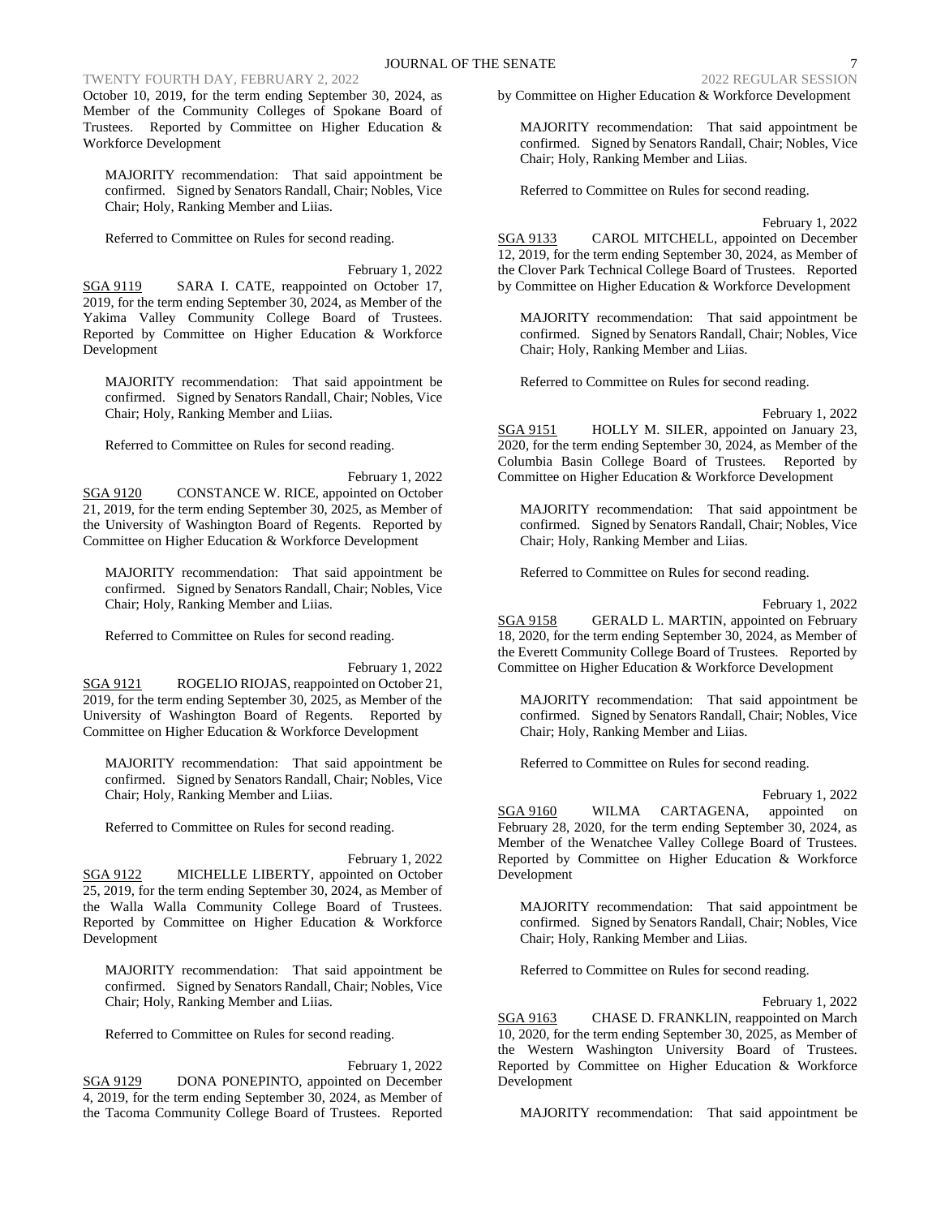October 10, 2019, for the term ending September 30, 2024, as Member of the Community Colleges of Spokane Board of Trustees. Reported by Committee on Higher Education & Workforce Development

MAJORITY recommendation: That said appointment be confirmed. Signed by Senators Randall, Chair; Nobles, Vice Chair; Holy, Ranking Member and Liias.

Referred to Committee on Rules for second reading.

February 1, 2022

SGA 9119 SARA I. CATE, reappointed on October 17, 2019, for the term ending September 30, 2024, as Member of the Yakima Valley Community College Board of Trustees. Reported by Committee on Higher Education & Workforce Development

MAJORITY recommendation: That said appointment be confirmed. Signed by Senators Randall, Chair; Nobles, Vice Chair; Holy, Ranking Member and Liias.

Referred to Committee on Rules for second reading.

February 1, 2022

SGA 9120 CONSTANCE W. RICE, appointed on October 21, 2019, for the term ending September 30, 2025, as Member of the University of Washington Board of Regents. Reported by Committee on Higher Education & Workforce Development

MAJORITY recommendation: That said appointment be confirmed. Signed by Senators Randall, Chair; Nobles, Vice Chair; Holy, Ranking Member and Liias.

Referred to Committee on Rules for second reading.

February 1, 2022

SGA 9121 ROGELIO RIOJAS, reappointed on October 21, 2019, for the term ending September 30, 2025, as Member of the University of Washington Board of Regents. Reported by Committee on Higher Education & Workforce Development

MAJORITY recommendation: That said appointment be confirmed. Signed by Senators Randall, Chair; Nobles, Vice Chair; Holy, Ranking Member and Liias.

Referred to Committee on Rules for second reading.

February 1, 2022

SGA 9122 MICHELLE LIBERTY, appointed on October 25, 2019, for the term ending September 30, 2024, as Member of the Walla Walla Community College Board of Trustees. Reported by Committee on Higher Education & Workforce Development

MAJORITY recommendation: That said appointment be confirmed. Signed by Senators Randall, Chair; Nobles, Vice Chair; Holy, Ranking Member and Liias.

Referred to Committee on Rules for second reading.

February 1, 2022

SGA 9129 DONA PONEPINTO, appointed on December 4, 2019, for the term ending September 30, 2024, as Member of the Tacoma Community College Board of Trustees. Reported by Committee on Higher Education & Workforce Development

MAJORITY recommendation: That said appointment be confirmed. Signed by Senators Randall, Chair; Nobles, Vice Chair; Holy, Ranking Member and Liias.

Referred to Committee on Rules for second reading.

February 1, 2022

SGA 9133 CAROL MITCHELL, appointed on December 12, 2019, for the term ending September 30, 2024, as Member of the Clover Park Technical College Board of Trustees. Reported by Committee on Higher Education & Workforce Development

MAJORITY recommendation: That said appointment be confirmed. Signed by Senators Randall, Chair; Nobles, Vice Chair; Holy, Ranking Member and Liias.

Referred to Committee on Rules for second reading.

February 1, 2022

SGA 9151 HOLLY M. SILER, appointed on January 23, 2020, for the term ending September 30, 2024, as Member of the Columbia Basin College Board of Trustees. Reported by Committee on Higher Education & Workforce Development

MAJORITY recommendation: That said appointment be confirmed. Signed by Senators Randall, Chair; Nobles, Vice Chair; Holy, Ranking Member and Liias.

Referred to Committee on Rules for second reading.

February 1, 2022

SGA 9158 GERALD L. MARTIN, appointed on February 18, 2020, for the term ending September 30, 2024, as Member of the Everett Community College Board of Trustees. Reported by Committee on Higher Education & Workforce Development

MAJORITY recommendation: That said appointment be confirmed. Signed by Senators Randall, Chair; Nobles, Vice Chair; Holy, Ranking Member and Liias.

Referred to Committee on Rules for second reading.

February 1, 2022

SGA 9160 WILMA CARTAGENA, appointed on February 28, 2020, for the term ending September 30, 2024, as Member of the Wenatchee Valley College Board of Trustees. Reported by Committee on Higher Education & Workforce Development

MAJORITY recommendation: That said appointment be confirmed. Signed by Senators Randall, Chair; Nobles, Vice Chair; Holy, Ranking Member and Liias.

Referred to Committee on Rules for second reading.

February 1, 2022

SGA 9163 CHASE D. FRANKLIN, reappointed on March 10, 2020, for the term ending September 30, 2025, as Member of the Western Washington University Board of Trustees. Reported by Committee on Higher Education & Workforce Development

MAJORITY recommendation: That said appointment be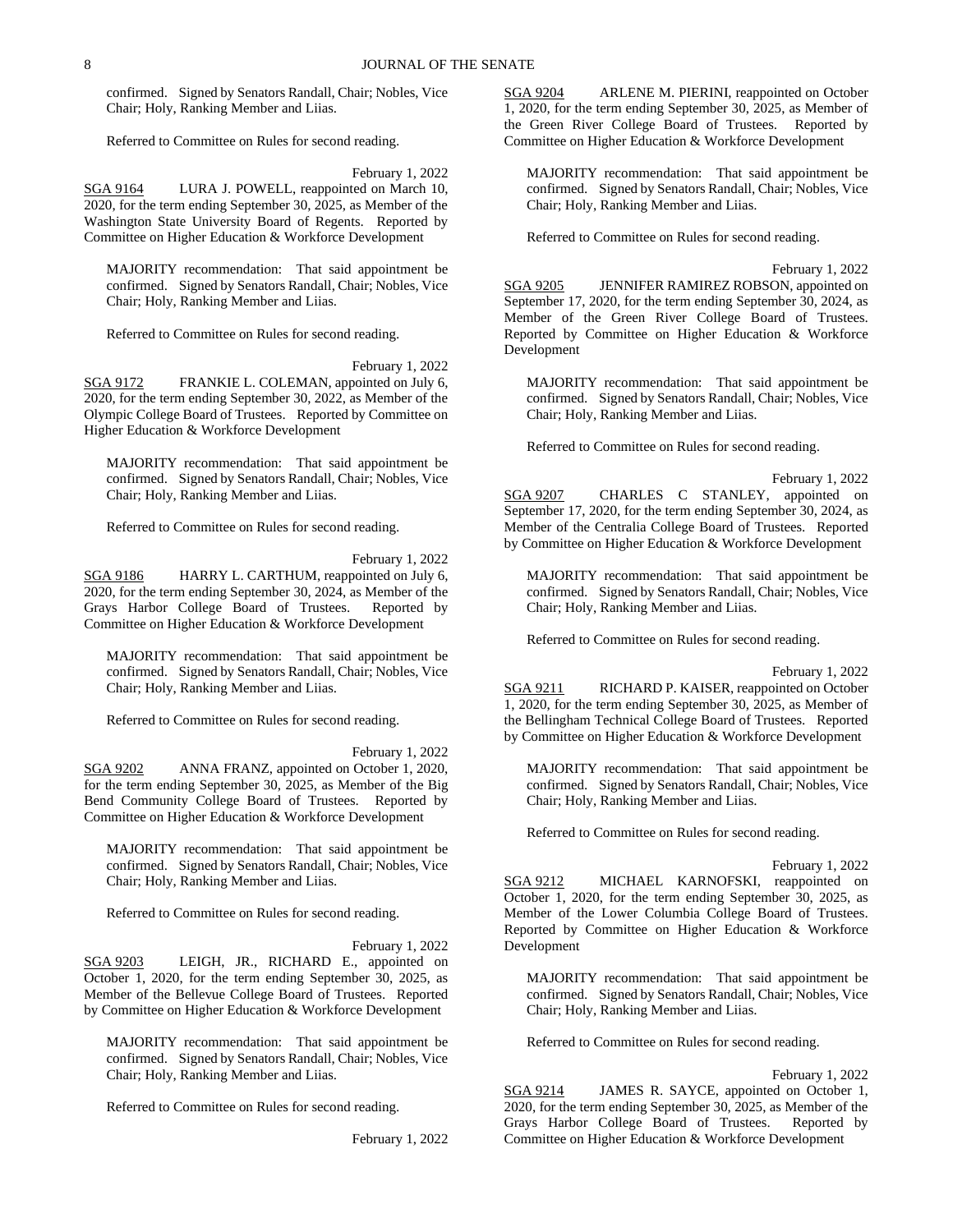confirmed. Signed by Senators Randall, Chair; Nobles, Vice Chair; Holy, Ranking Member and Liias.

Referred to Committee on Rules for second reading.

February 1, 2022

SGA 9164 LURA J. POWELL, reappointed on March 10, 2020, for the term ending September 30, 2025, as Member of the Washington State University Board of Regents. Reported by Committee on Higher Education & Workforce Development

MAJORITY recommendation: That said appointment be confirmed. Signed by Senators Randall, Chair; Nobles, Vice Chair; Holy, Ranking Member and Liias.

Referred to Committee on Rules for second reading.

February 1, 2022

SGA 9172 FRANKIE L. COLEMAN, appointed on July 6, 2020, for the term ending September 30, 2022, as Member of the Olympic College Board of Trustees. Reported by Committee on Higher Education & Workforce Development

MAJORITY recommendation: That said appointment be confirmed. Signed by Senators Randall, Chair; Nobles, Vice Chair; Holy, Ranking Member and Liias.

Referred to Committee on Rules for second reading.

February 1, 2022

SGA 9186 HARRY L. CARTHUM, reappointed on July 6, 2020, for the term ending September 30, 2024, as Member of the Grays Harbor College Board of Trustees. Reported by Committee on Higher Education & Workforce Development

MAJORITY recommendation: That said appointment be confirmed. Signed by Senators Randall, Chair; Nobles, Vice Chair; Holy, Ranking Member and Liias.

Referred to Committee on Rules for second reading.

February 1, 2022

SGA 9202 ANNA FRANZ, appointed on October 1, 2020, for the term ending September 30, 2025, as Member of the Big Bend Community College Board of Trustees. Reported by Committee on Higher Education & Workforce Development

MAJORITY recommendation: That said appointment be confirmed. Signed by Senators Randall, Chair; Nobles, Vice Chair; Holy, Ranking Member and Liias.

Referred to Committee on Rules for second reading.

February 1, 2022

SGA 9203 LEIGH, JR., RICHARD E., appointed on October 1, 2020, for the term ending September 30, 2025, as Member of the Bellevue College Board of Trustees. Reported by Committee on Higher Education & Workforce Development

MAJORITY recommendation: That said appointment be confirmed. Signed by Senators Randall, Chair; Nobles, Vice Chair; Holy, Ranking Member and Liias.

Referred to Committee on Rules for second reading.

February 1, 2022

SGA 9204 ARLENE M. PIERINI, reappointed on October 1, 2020, for the term ending September 30, 2025, as Member of the Green River College Board of Trustees. Reported by Committee on Higher Education & Workforce Development

MAJORITY recommendation: That said appointment be confirmed. Signed by Senators Randall, Chair; Nobles, Vice Chair; Holy, Ranking Member and Liias.

Referred to Committee on Rules for second reading.

February 1, 2022

SGA 9205 JENNIFER RAMIREZ ROBSON, appointed on September 17, 2020, for the term ending September 30, 2024, as Member of the Green River College Board of Trustees. Reported by Committee on Higher Education & Workforce Development

MAJORITY recommendation: That said appointment be confirmed. Signed by Senators Randall, Chair; Nobles, Vice Chair; Holy, Ranking Member and Liias.

Referred to Committee on Rules for second reading.

February 1, 2022

SGA 9207 CHARLES C STANLEY, appointed on September 17, 2020, for the term ending September 30, 2024, as Member of the Centralia College Board of Trustees. Reported by Committee on Higher Education & Workforce Development

MAJORITY recommendation: That said appointment be confirmed. Signed by Senators Randall, Chair; Nobles, Vice Chair; Holy, Ranking Member and Liias.

Referred to Committee on Rules for second reading.

February 1, 2022

SGA 9211 RICHARD P. KAISER, reappointed on October 1, 2020, for the term ending September 30, 2025, as Member of the Bellingham Technical College Board of Trustees. Reported by Committee on Higher Education & Workforce Development

MAJORITY recommendation: That said appointment be confirmed. Signed by Senators Randall, Chair; Nobles, Vice Chair; Holy, Ranking Member and Liias.

Referred to Committee on Rules for second reading.

February 1, 2022

SGA 9212 MICHAEL KARNOFSKI, reappointed on October 1, 2020, for the term ending September 30, 2025, as Member of the Lower Columbia College Board of Trustees. Reported by Committee on Higher Education & Workforce Development

MAJORITY recommendation: That said appointment be confirmed. Signed by Senators Randall, Chair; Nobles, Vice Chair; Holy, Ranking Member and Liias.

Referred to Committee on Rules for second reading.

February 1, 2022

SGA 9214 JAMES R. SAYCE, appointed on October 1, 2020, for the term ending September 30, 2025, as Member of the Grays Harbor College Board of Trustees. Reported by Committee on Higher Education & Workforce Development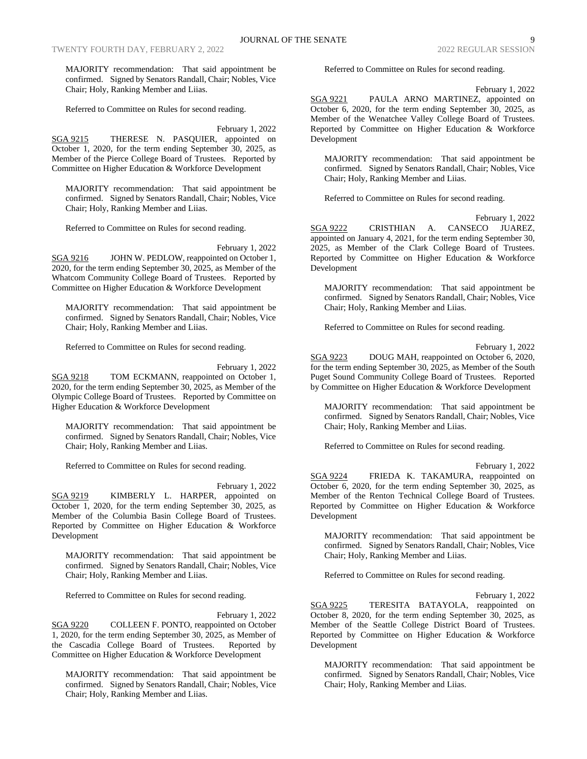MAJORITY recommendation: That said appointment be confirmed. Signed by Senators Randall, Chair; Nobles, Vice Chair; Holy, Ranking Member and Liias.

Referred to Committee on Rules for second reading.

February 1, 2022

SGA 9215 THERESE N. PASQUIER, appointed on October 1, 2020, for the term ending September 30, 2025, as Member of the Pierce College Board of Trustees. Reported by Committee on Higher Education & Workforce Development

MAJORITY recommendation: That said appointment be confirmed. Signed by Senators Randall, Chair; Nobles, Vice Chair; Holy, Ranking Member and Liias.

Referred to Committee on Rules for second reading.

February 1, 2022

SGA 9216 JOHN W. PEDLOW, reappointed on October 1, 2020, for the term ending September 30, 2025, as Member of the Whatcom Community College Board of Trustees. Reported by Committee on Higher Education & Workforce Development

MAJORITY recommendation: That said appointment be confirmed. Signed by Senators Randall, Chair; Nobles, Vice Chair; Holy, Ranking Member and Liias.

Referred to Committee on Rules for second reading.

February 1, 2022

SGA 9218 TOM ECKMANN, reappointed on October 1, 2020, for the term ending September 30, 2025, as Member of the Olympic College Board of Trustees. Reported by Committee on Higher Education & Workforce Development

MAJORITY recommendation: That said appointment be confirmed. Signed by Senators Randall, Chair; Nobles, Vice Chair; Holy, Ranking Member and Liias.

Referred to Committee on Rules for second reading.

February 1, 2022

SGA 9219 KIMBERLY L. HARPER, appointed on October 1, 2020, for the term ending September 30, 2025, as Member of the Columbia Basin College Board of Trustees. Reported by Committee on Higher Education & Workforce Development

MAJORITY recommendation: That said appointment be confirmed. Signed by Senators Randall, Chair; Nobles, Vice Chair; Holy, Ranking Member and Liias.

Referred to Committee on Rules for second reading.

February 1, 2022

SGA 9220 COLLEEN F. PONTO, reappointed on October 1, 2020, for the term ending September 30, 2025, as Member of the Cascadia College Board of Trustees. Reported by Committee on Higher Education & Workforce Development

MAJORITY recommendation: That said appointment be confirmed. Signed by Senators Randall, Chair; Nobles, Vice Chair; Holy, Ranking Member and Liias.

Referred to Committee on Rules for second reading.

February 1, 2022

SGA 9221 PAULA ARNO MARTINEZ, appointed on October 6, 2020, for the term ending September 30, 2025, as Member of the Wenatchee Valley College Board of Trustees. Reported by Committee on Higher Education & Workforce Development

MAJORITY recommendation: That said appointment be confirmed. Signed by Senators Randall, Chair; Nobles, Vice Chair; Holy, Ranking Member and Liias.

Referred to Committee on Rules for second reading.

February 1, 2022

SGA 9222 CRISTHIAN A. CANSECO JUAREZ, appointed on January 4, 2021, for the term ending September 30, 2025, as Member of the Clark College Board of Trustees. Reported by Committee on Higher Education & Workforce Development

MAJORITY recommendation: That said appointment be confirmed. Signed by Senators Randall, Chair; Nobles, Vice Chair; Holy, Ranking Member and Liias.

Referred to Committee on Rules for second reading.

February 1, 2022

SGA 9223 DOUG MAH, reappointed on October 6, 2020, for the term ending September 30, 2025, as Member of the South Puget Sound Community College Board of Trustees. Reported by Committee on Higher Education & Workforce Development

MAJORITY recommendation: That said appointment be confirmed. Signed by Senators Randall, Chair; Nobles, Vice Chair; Holy, Ranking Member and Liias.

Referred to Committee on Rules for second reading.

February 1, 2022

SGA 9224 FRIEDA K. TAKAMURA, reappointed on October 6, 2020, for the term ending September 30, 2025, as Member of the Renton Technical College Board of Trustees. Reported by Committee on Higher Education & Workforce Development

MAJORITY recommendation: That said appointment be confirmed. Signed by Senators Randall, Chair; Nobles, Vice Chair; Holy, Ranking Member and Liias.

Referred to Committee on Rules for second reading.

February 1, 2022

SGA 9225 TERESITA BATAYOLA, reappointed on October 8, 2020, for the term ending September 30, 2025, as Member of the Seattle College District Board of Trustees. Reported by Committee on Higher Education & Workforce Development

MAJORITY recommendation: That said appointment be confirmed. Signed by Senators Randall, Chair; Nobles, Vice Chair; Holy, Ranking Member and Liias.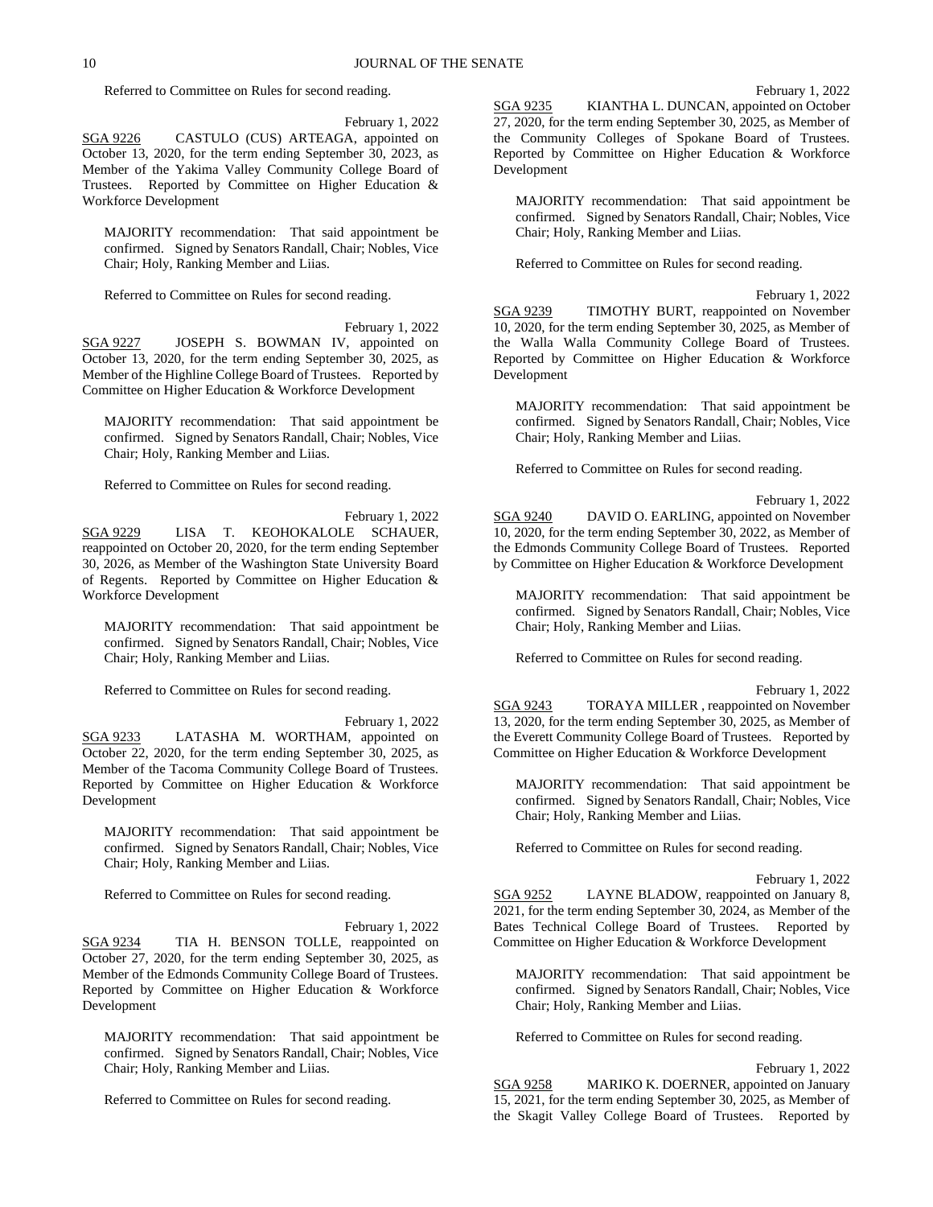Referred to Committee on Rules for second reading.

February 1, 2022

SGA 9226 CASTULO (CUS) ARTEAGA, appointed on October 13, 2020, for the term ending September 30, 2023, as Member of the Yakima Valley Community College Board of Trustees. Reported by Committee on Higher Education & Workforce Development

MAJORITY recommendation: That said appointment be confirmed. Signed by Senators Randall, Chair; Nobles, Vice Chair; Holy, Ranking Member and Liias.

Referred to Committee on Rules for second reading.

February 1, 2022

SGA 9227 JOSEPH S. BOWMAN IV, appointed on October 13, 2020, for the term ending September 30, 2025, as Member of the Highline College Board of Trustees. Reported by Committee on Higher Education & Workforce Development

MAJORITY recommendation: That said appointment be confirmed. Signed by Senators Randall, Chair; Nobles, Vice Chair; Holy, Ranking Member and Liias.

Referred to Committee on Rules for second reading.

February 1, 2022

SGA 9229 LISA T. KEOHOKALOLE SCHAUER, reappointed on October 20, 2020, for the term ending September 30, 2026, as Member of the Washington State University Board of Regents. Reported by Committee on Higher Education & Workforce Development

MAJORITY recommendation: That said appointment be confirmed. Signed by Senators Randall, Chair; Nobles, Vice Chair; Holy, Ranking Member and Liias.

Referred to Committee on Rules for second reading.

February 1, 2022

SGA 9233 LATASHA M. WORTHAM, appointed on October 22, 2020, for the term ending September 30, 2025, as Member of the Tacoma Community College Board of Trustees. Reported by Committee on Higher Education & Workforce Development

MAJORITY recommendation: That said appointment be confirmed. Signed by Senators Randall, Chair; Nobles, Vice Chair; Holy, Ranking Member and Liias.

Referred to Committee on Rules for second reading.

February 1, 2022

SGA 9234 TIA H. BENSON TOLLE, reappointed on October 27, 2020, for the term ending September 30, 2025, as Member of the Edmonds Community College Board of Trustees. Reported by Committee on Higher Education & Workforce Development

MAJORITY recommendation: That said appointment be confirmed. Signed by Senators Randall, Chair; Nobles, Vice Chair; Holy, Ranking Member and Liias.

Referred to Committee on Rules for second reading.

February 1, 2022

SGA 9235 KIANTHA L. DUNCAN, appointed on October 27, 2020, for the term ending September 30, 2025, as Member of the Community Colleges of Spokane Board of Trustees. Reported by Committee on Higher Education & Workforce Development

MAJORITY recommendation: That said appointment be confirmed. Signed by Senators Randall, Chair; Nobles, Vice Chair; Holy, Ranking Member and Liias.

Referred to Committee on Rules for second reading.

February 1, 2022

SGA 9239 TIMOTHY BURT, reappointed on November 10, 2020, for the term ending September 30, 2025, as Member of the Walla Walla Community College Board of Trustees. Reported by Committee on Higher Education & Workforce Development

MAJORITY recommendation: That said appointment be confirmed. Signed by Senators Randall, Chair; Nobles, Vice Chair; Holy, Ranking Member and Liias.

Referred to Committee on Rules for second reading.

February 1, 2022

SGA 9240 DAVID O. EARLING, appointed on November 10, 2020, for the term ending September 30, 2022, as Member of the Edmonds Community College Board of Trustees. Reported by Committee on Higher Education & Workforce Development

MAJORITY recommendation: That said appointment be confirmed. Signed by Senators Randall, Chair; Nobles, Vice Chair; Holy, Ranking Member and Liias.

Referred to Committee on Rules for second reading.

February 1, 2022

SGA 9243 TORAYA MILLER , reappointed on November 13, 2020, for the term ending September 30, 2025, as Member of the Everett Community College Board of Trustees. Reported by Committee on Higher Education & Workforce Development

MAJORITY recommendation: That said appointment be confirmed. Signed by Senators Randall, Chair; Nobles, Vice Chair; Holy, Ranking Member and Liias.

Referred to Committee on Rules for second reading.

February 1, 2022

SGA 9252 LAYNE BLADOW, reappointed on January 8, 2021, for the term ending September 30, 2024, as Member of the Bates Technical College Board of Trustees. Reported by Committee on Higher Education & Workforce Development

MAJORITY recommendation: That said appointment be confirmed. Signed by Senators Randall, Chair; Nobles, Vice Chair; Holy, Ranking Member and Liias.

Referred to Committee on Rules for second reading.

February 1, 2022

SGA 9258 MARIKO K. DOERNER, appointed on January 15, 2021, for the term ending September 30, 2025, as Member of the Skagit Valley College Board of Trustees. Reported by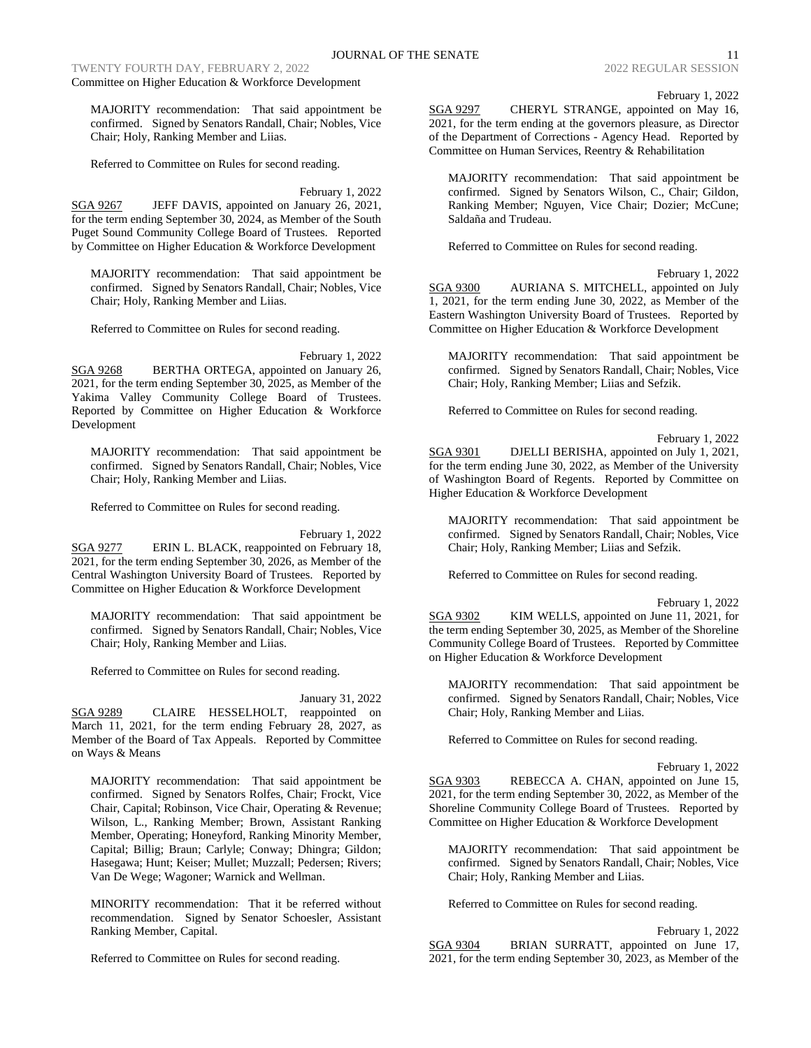Committee on Higher Education & Workforce Development

MAJORITY recommendation: That said appointment be confirmed. Signed by Senators Randall, Chair; Nobles, Vice Chair; Holy, Ranking Member and Liias.

Referred to Committee on Rules for second reading.

February 1, 2022

SGA 9267 JEFF DAVIS, appointed on January 26, 2021, for the term ending September 30, 2024, as Member of the South Puget Sound Community College Board of Trustees. Reported by Committee on Higher Education & Workforce Development

MAJORITY recommendation: That said appointment be confirmed. Signed by Senators Randall, Chair; Nobles, Vice Chair; Holy, Ranking Member and Liias.

Referred to Committee on Rules for second reading.

February 1, 2022

SGA 9268 BERTHA ORTEGA, appointed on January 26, 2021, for the term ending September 30, 2025, as Member of the Yakima Valley Community College Board of Trustees. Reported by Committee on Higher Education & Workforce Development

MAJORITY recommendation: That said appointment be confirmed. Signed by Senators Randall, Chair; Nobles, Vice Chair; Holy, Ranking Member and Liias.

Referred to Committee on Rules for second reading.

February 1, 2022

SGA 9277 ERIN L. BLACK, reappointed on February 18, 2021, for the term ending September 30, 2026, as Member of the Central Washington University Board of Trustees. Reported by Committee on Higher Education & Workforce Development

MAJORITY recommendation: That said appointment be confirmed. Signed by Senators Randall, Chair; Nobles, Vice Chair; Holy, Ranking Member and Liias.

Referred to Committee on Rules for second reading.

January 31, 2022

SGA 9289 CLAIRE HESSELHOLT, reappointed on March 11, 2021, for the term ending February 28, 2027, as Member of the Board of Tax Appeals. Reported by Committee on Ways & Means

MAJORITY recommendation: That said appointment be confirmed. Signed by Senators Rolfes, Chair; Frockt, Vice Chair, Capital; Robinson, Vice Chair, Operating & Revenue; Wilson, L., Ranking Member; Brown, Assistant Ranking Member, Operating; Honeyford, Ranking Minority Member, Capital; Billig; Braun; Carlyle; Conway; Dhingra; Gildon; Hasegawa; Hunt; Keiser; Mullet; Muzzall; Pedersen; Rivers; Van De Wege; Wagoner; Warnick and Wellman.

MINORITY recommendation: That it be referred without recommendation. Signed by Senator Schoesler, Assistant Ranking Member, Capital.

Referred to Committee on Rules for second reading.

February 1, 2022

SGA 9297 CHERYL STRANGE, appointed on May 16, 2021, for the term ending at the governors pleasure, as Director of the Department of Corrections - Agency Head. Reported by Committee on Human Services, Reentry & Rehabilitation

MAJORITY recommendation: That said appointment be confirmed. Signed by Senators Wilson, C., Chair; Gildon, Ranking Member; Nguyen, Vice Chair; Dozier; McCune; Saldaña and Trudeau.

Referred to Committee on Rules for second reading.

February 1, 2022

SGA 9300 AURIANA S. MITCHELL, appointed on July 1, 2021, for the term ending June 30, 2022, as Member of the Eastern Washington University Board of Trustees. Reported by Committee on Higher Education & Workforce Development

MAJORITY recommendation: That said appointment be confirmed. Signed by Senators Randall, Chair; Nobles, Vice Chair; Holy, Ranking Member; Liias and Sefzik.

Referred to Committee on Rules for second reading.

February 1, 2022

SGA 9301 DJELLI BERISHA, appointed on July 1, 2021, for the term ending June 30, 2022, as Member of the University of Washington Board of Regents. Reported by Committee on Higher Education & Workforce Development

MAJORITY recommendation: That said appointment be confirmed. Signed by Senators Randall, Chair; Nobles, Vice Chair; Holy, Ranking Member; Liias and Sefzik.

Referred to Committee on Rules for second reading.

February 1, 2022

SGA 9302 KIM WELLS, appointed on June 11, 2021, for the term ending September 30, 2025, as Member of the Shoreline Community College Board of Trustees. Reported by Committee on Higher Education & Workforce Development

MAJORITY recommendation: That said appointment be confirmed. Signed by Senators Randall, Chair; Nobles, Vice Chair; Holy, Ranking Member and Liias.

Referred to Committee on Rules for second reading.

February 1, 2022

SGA 9303 REBECCA A. CHAN, appointed on June 15, 2021, for the term ending September 30, 2022, as Member of the Shoreline Community College Board of Trustees. Reported by Committee on Higher Education & Workforce Development

MAJORITY recommendation: That said appointment be confirmed. Signed by Senators Randall, Chair; Nobles, Vice Chair; Holy, Ranking Member and Liias.

Referred to Committee on Rules for second reading.

February 1, 2022

SGA 9304 BRIAN SURRATT, appointed on June 17, 2021, for the term ending September 30, 2023, as Member of the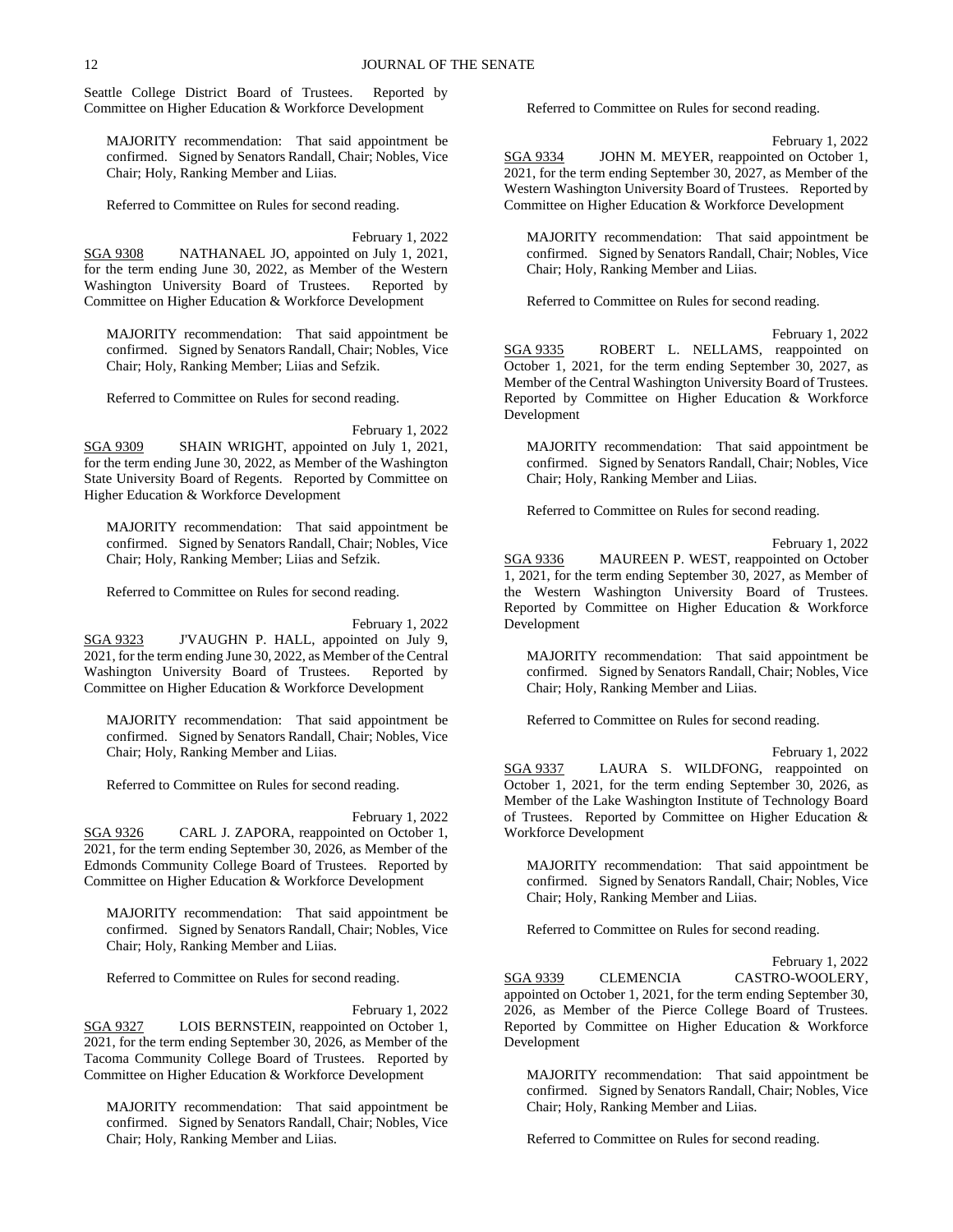Seattle College District Board of Trustees. Reported by Committee on Higher Education & Workforce Development

MAJORITY recommendation: That said appointment be confirmed. Signed by Senators Randall, Chair; Nobles, Vice Chair; Holy, Ranking Member and Liias.

Referred to Committee on Rules for second reading.

February 1, 2022

SGA 9308 NATHANAEL JO, appointed on July 1, 2021, for the term ending June 30, 2022, as Member of the Western Washington University Board of Trustees. Reported by Committee on Higher Education & Workforce Development

MAJORITY recommendation: That said appointment be confirmed. Signed by Senators Randall, Chair; Nobles, Vice Chair; Holy, Ranking Member; Liias and Sefzik.

Referred to Committee on Rules for second reading.

February 1, 2022

SGA 9309 SHAIN WRIGHT, appointed on July 1, 2021, for the term ending June 30, 2022, as Member of the Washington State University Board of Regents. Reported by Committee on Higher Education & Workforce Development

MAJORITY recommendation: That said appointment be confirmed. Signed by Senators Randall, Chair; Nobles, Vice Chair; Holy, Ranking Member; Liias and Sefzik.

Referred to Committee on Rules for second reading.

February 1, 2022

SGA 9323 J'VAUGHN P. HALL, appointed on July 9, 2021, for the term ending June 30, 2022, as Member of the Central Washington University Board of Trustees. Reported by Committee on Higher Education & Workforce Development

MAJORITY recommendation: That said appointment be confirmed. Signed by Senators Randall, Chair; Nobles, Vice Chair; Holy, Ranking Member and Liias.

Referred to Committee on Rules for second reading.

February 1, 2022

SGA 9326 CARL J. ZAPORA, reappointed on October 1, 2021, for the term ending September 30, 2026, as Member of the Edmonds Community College Board of Trustees. Reported by Committee on Higher Education & Workforce Development

MAJORITY recommendation: That said appointment be confirmed. Signed by Senators Randall, Chair; Nobles, Vice Chair; Holy, Ranking Member and Liias.

Referred to Committee on Rules for second reading.

February 1, 2022

SGA 9327 LOIS BERNSTEIN, reappointed on October 1, 2021, for the term ending September 30, 2026, as Member of the Tacoma Community College Board of Trustees. Reported by Committee on Higher Education & Workforce Development

MAJORITY recommendation: That said appointment be confirmed. Signed by Senators Randall, Chair; Nobles, Vice Chair; Holy, Ranking Member and Liias.

Referred to Committee on Rules for second reading.

February 1, 2022

SGA 9334 JOHN M. MEYER, reappointed on October 1, 2021, for the term ending September 30, 2027, as Member of the Western Washington University Board of Trustees. Reported by Committee on Higher Education & Workforce Development

MAJORITY recommendation: That said appointment be confirmed. Signed by Senators Randall, Chair; Nobles, Vice Chair; Holy, Ranking Member and Liias.

Referred to Committee on Rules for second reading.

February 1, 2022

SGA 9335 ROBERT L. NELLAMS, reappointed on October 1, 2021, for the term ending September 30, 2027, as Member of the Central Washington University Board of Trustees. Reported by Committee on Higher Education & Workforce Development

MAJORITY recommendation: That said appointment be confirmed. Signed by Senators Randall, Chair; Nobles, Vice Chair; Holy, Ranking Member and Liias.

Referred to Committee on Rules for second reading.

February 1, 2022

SGA 9336 MAUREEN P. WEST, reappointed on October 1, 2021, for the term ending September 30, 2027, as Member of the Western Washington University Board of Trustees. Reported by Committee on Higher Education & Workforce Development

MAJORITY recommendation: That said appointment be confirmed. Signed by Senators Randall, Chair; Nobles, Vice Chair; Holy, Ranking Member and Liias.

Referred to Committee on Rules for second reading.

February 1, 2022

SGA 9337 LAURA S. WILDFONG, reappointed on October 1, 2021, for the term ending September 30, 2026, as Member of the Lake Washington Institute of Technology Board of Trustees. Reported by Committee on Higher Education & Workforce Development

MAJORITY recommendation: That said appointment be confirmed. Signed by Senators Randall, Chair; Nobles, Vice Chair; Holy, Ranking Member and Liias.

Referred to Committee on Rules for second reading.

February 1, 2022

SGA 9339 CLEMENCIA CASTRO-WOOLERY, appointed on October 1, 2021, for the term ending September 30, 2026, as Member of the Pierce College Board of Trustees. Reported by Committee on Higher Education & Workforce Development

MAJORITY recommendation: That said appointment be confirmed. Signed by Senators Randall, Chair; Nobles, Vice Chair; Holy, Ranking Member and Liias.

Referred to Committee on Rules for second reading.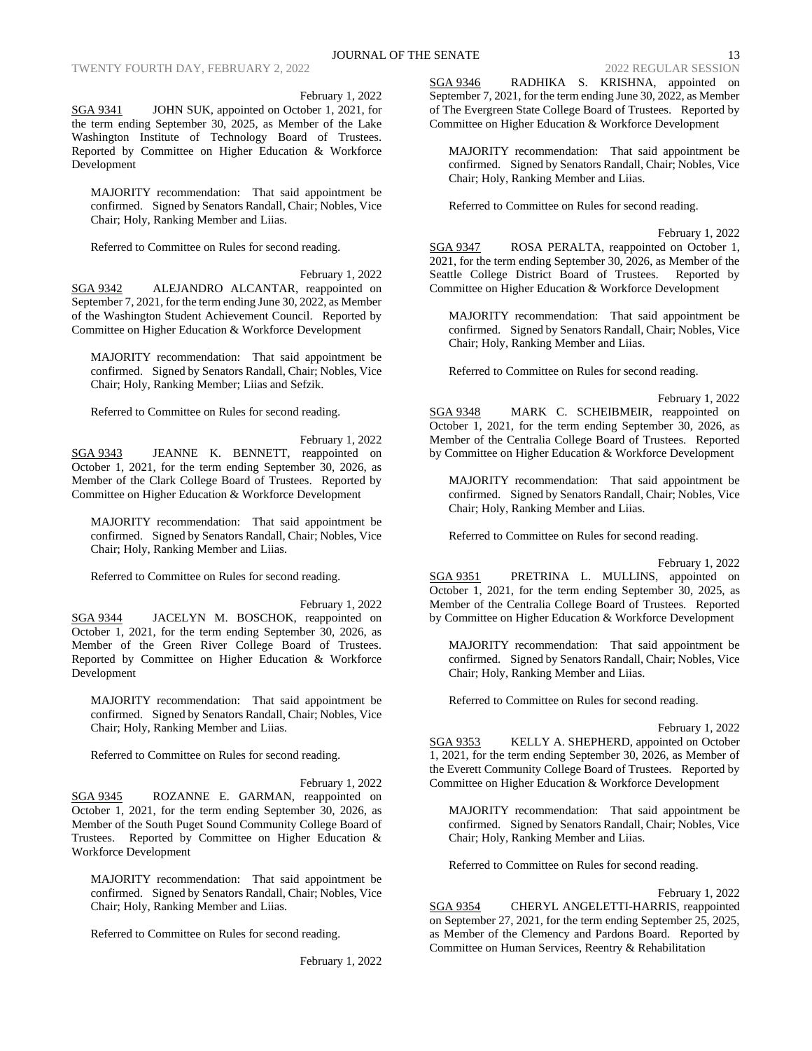February 1, 2022

SGA 9341 JOHN SUK, appointed on October 1, 2021, for the term ending September 30, 2025, as Member of the Lake Washington Institute of Technology Board of Trustees. Reported by Committee on Higher Education & Workforce Development

MAJORITY recommendation: That said appointment be confirmed. Signed by Senators Randall, Chair; Nobles, Vice Chair; Holy, Ranking Member and Liias.

Referred to Committee on Rules for second reading.

February 1, 2022

SGA 9342 ALEJANDRO ALCANTAR, reappointed on September 7, 2021, for the term ending June 30, 2022, as Member of the Washington Student Achievement Council. Reported by Committee on Higher Education & Workforce Development

MAJORITY recommendation: That said appointment be confirmed. Signed by Senators Randall, Chair; Nobles, Vice Chair; Holy, Ranking Member; Liias and Sefzik.

Referred to Committee on Rules for second reading.

February 1, 2022

SGA 9343 JEANNE K. BENNETT, reappointed on October 1, 2021, for the term ending September 30, 2026, as Member of the Clark College Board of Trustees. Reported by Committee on Higher Education & Workforce Development

MAJORITY recommendation: That said appointment be confirmed. Signed by Senators Randall, Chair; Nobles, Vice Chair; Holy, Ranking Member and Liias.

Referred to Committee on Rules for second reading.

February 1, 2022

SGA 9344 JACELYN M. BOSCHOK, reappointed on October 1, 2021, for the term ending September 30, 2026, as Member of the Green River College Board of Trustees. Reported by Committee on Higher Education & Workforce Development

MAJORITY recommendation: That said appointment be confirmed. Signed by Senators Randall, Chair; Nobles, Vice Chair; Holy, Ranking Member and Liias.

Referred to Committee on Rules for second reading.

February 1, 2022

SGA 9345 ROZANNE E. GARMAN, reappointed on October 1, 2021, for the term ending September 30, 2026, as Member of the South Puget Sound Community College Board of Trustees. Reported by Committee on Higher Education & Workforce Development

MAJORITY recommendation: That said appointment be confirmed. Signed by Senators Randall, Chair; Nobles, Vice Chair; Holy, Ranking Member and Liias.

Referred to Committee on Rules for second reading.

February 1, 2022

SGA 9346 RADHIKA S. KRISHNA, appointed on September 7, 2021, for the term ending June 30, 2022, as Member of The Evergreen State College Board of Trustees. Reported by Committee on Higher Education & Workforce Development

MAJORITY recommendation: That said appointment be confirmed. Signed by Senators Randall, Chair; Nobles, Vice Chair; Holy, Ranking Member and Liias.

Referred to Committee on Rules for second reading.

February 1, 2022

SGA 9347 ROSA PERALTA, reappointed on October 1, 2021, for the term ending September 30, 2026, as Member of the Seattle College District Board of Trustees. Reported by Committee on Higher Education & Workforce Development

MAJORITY recommendation: That said appointment be confirmed. Signed by Senators Randall, Chair; Nobles, Vice Chair; Holy, Ranking Member and Liias.

Referred to Committee on Rules for second reading.

February 1, 2022

SGA 9348 MARK C. SCHEIBMEIR, reappointed on October 1, 2021, for the term ending September 30, 2026, as Member of the Centralia College Board of Trustees. Reported by Committee on Higher Education & Workforce Development

MAJORITY recommendation: That said appointment be confirmed. Signed by Senators Randall, Chair; Nobles, Vice Chair; Holy, Ranking Member and Liias.

Referred to Committee on Rules for second reading.

February 1, 2022

SGA 9351 PRETRINA L. MULLINS, appointed on October 1, 2021, for the term ending September 30, 2025, as Member of the Centralia College Board of Trustees. Reported by Committee on Higher Education & Workforce Development

MAJORITY recommendation: That said appointment be confirmed. Signed by Senators Randall, Chair; Nobles, Vice Chair; Holy, Ranking Member and Liias.

Referred to Committee on Rules for second reading.

February 1, 2022

SGA 9353 KELLY A. SHEPHERD, appointed on October 1, 2021, for the term ending September 30, 2026, as Member of the Everett Community College Board of Trustees. Reported by Committee on Higher Education & Workforce Development

MAJORITY recommendation: That said appointment be confirmed. Signed by Senators Randall, Chair; Nobles, Vice Chair; Holy, Ranking Member and Liias.

Referred to Committee on Rules for second reading.

February 1, 2022

SGA 9354 CHERYL ANGELETTI-HARRIS, reappointed on September 27, 2021, for the term ending September 25, 2025, as Member of the Clemency and Pardons Board. Reported by Committee on Human Services, Reentry & Rehabilitation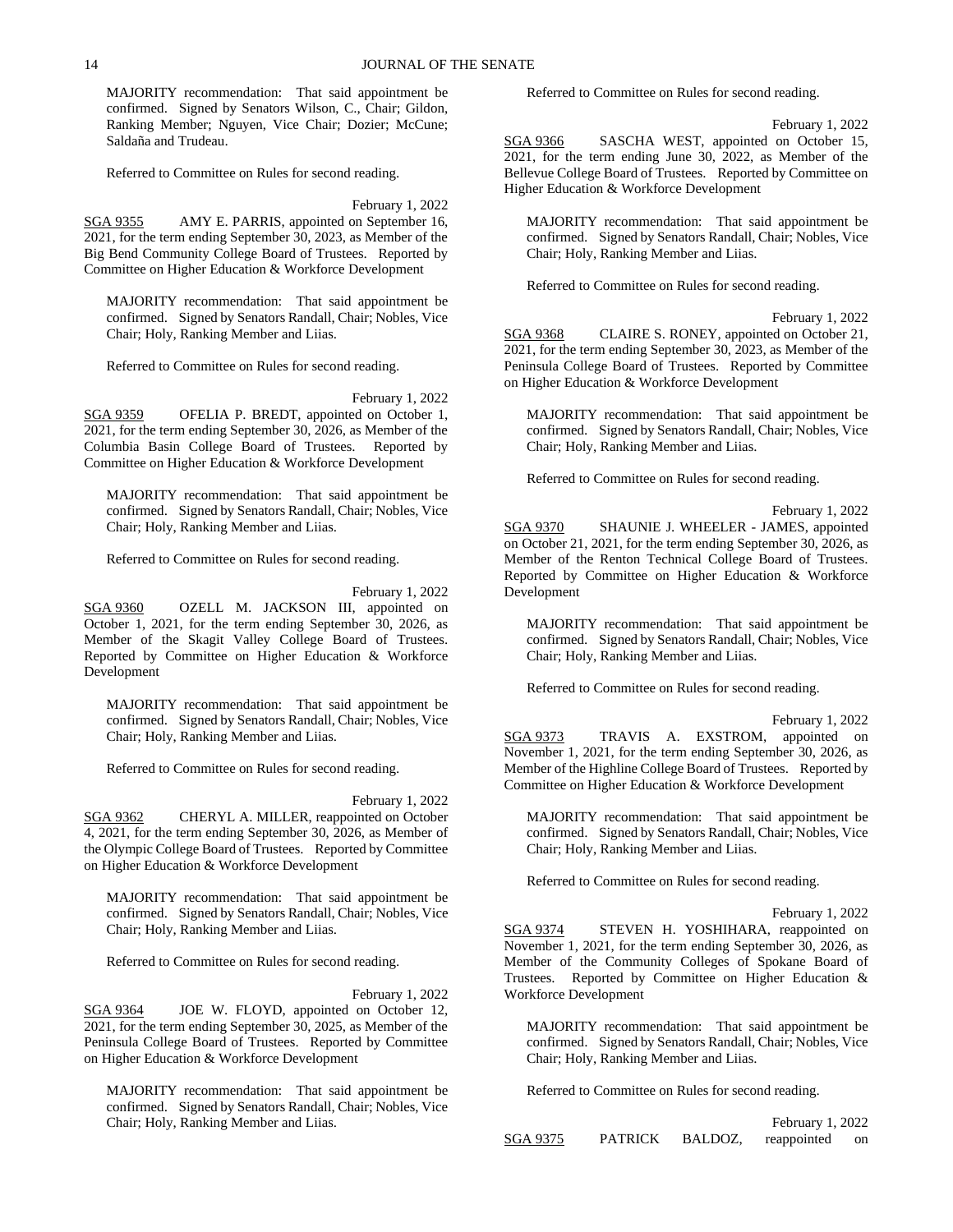MAJORITY recommendation: That said appointment be confirmed. Signed by Senators Wilson, C., Chair; Gildon, Ranking Member; Nguyen, Vice Chair; Dozier; McCune; Saldaña and Trudeau.

Referred to Committee on Rules for second reading.

February 1, 2022

SGA 9355 AMY E. PARRIS, appointed on September 16, 2021, for the term ending September 30, 2023, as Member of the Big Bend Community College Board of Trustees. Reported by Committee on Higher Education & Workforce Development

MAJORITY recommendation: That said appointment be confirmed. Signed by Senators Randall, Chair; Nobles, Vice Chair; Holy, Ranking Member and Liias.

Referred to Committee on Rules for second reading.

February 1, 2022

SGA 9359 OFELIA P. BREDT, appointed on October 1, 2021, for the term ending September 30, 2026, as Member of the Columbia Basin College Board of Trustees. Reported by Committee on Higher Education & Workforce Development

MAJORITY recommendation: That said appointment be confirmed. Signed by Senators Randall, Chair; Nobles, Vice Chair; Holy, Ranking Member and Liias.

Referred to Committee on Rules for second reading.

February 1, 2022

SGA 9360 OZELL M. JACKSON III, appointed on October 1, 2021, for the term ending September 30, 2026, as Member of the Skagit Valley College Board of Trustees. Reported by Committee on Higher Education & Workforce Development

MAJORITY recommendation: That said appointment be confirmed. Signed by Senators Randall, Chair; Nobles, Vice Chair; Holy, Ranking Member and Liias.

Referred to Committee on Rules for second reading.

February 1, 2022

SGA 9362 CHERYL A. MILLER, reappointed on October 4, 2021, for the term ending September 30, 2026, as Member of the Olympic College Board of Trustees. Reported by Committee on Higher Education & Workforce Development

MAJORITY recommendation: That said appointment be confirmed. Signed by Senators Randall, Chair; Nobles, Vice Chair; Holy, Ranking Member and Liias.

Referred to Committee on Rules for second reading.

February 1, 2022

SGA 9364 JOE W. FLOYD, appointed on October 12, 2021, for the term ending September 30, 2025, as Member of the Peninsula College Board of Trustees. Reported by Committee on Higher Education & Workforce Development

MAJORITY recommendation: That said appointment be confirmed. Signed by Senators Randall, Chair; Nobles, Vice Chair; Holy, Ranking Member and Liias.

Referred to Committee on Rules for second reading.

February 1, 2022

SGA 9366 SASCHA WEST, appointed on October 15, 2021, for the term ending June 30, 2022, as Member of the Bellevue College Board of Trustees. Reported by Committee on Higher Education & Workforce Development

MAJORITY recommendation: That said appointment be confirmed. Signed by Senators Randall, Chair; Nobles, Vice Chair; Holy, Ranking Member and Liias.

Referred to Committee on Rules for second reading.

February 1, 2022

SGA 9368 CLAIRE S. RONEY, appointed on October 21, 2021, for the term ending September 30, 2023, as Member of the Peninsula College Board of Trustees. Reported by Committee on Higher Education & Workforce Development

MAJORITY recommendation: That said appointment be confirmed. Signed by Senators Randall, Chair; Nobles, Vice Chair; Holy, Ranking Member and Liias.

Referred to Committee on Rules for second reading.

February 1, 2022

SGA 9370 SHAUNIE J. WHEELER - JAMES, appointed on October 21, 2021, for the term ending September 30, 2026, as Member of the Renton Technical College Board of Trustees. Reported by Committee on Higher Education & Workforce Development

MAJORITY recommendation: That said appointment be confirmed. Signed by Senators Randall, Chair; Nobles, Vice Chair; Holy, Ranking Member and Liias.

Referred to Committee on Rules for second reading.

February 1, 2022

SGA 9373 TRAVIS A. EXSTROM, appointed on November 1, 2021, for the term ending September 30, 2026, as Member of the Highline College Board of Trustees. Reported by Committee on Higher Education & Workforce Development

MAJORITY recommendation: That said appointment be confirmed. Signed by Senators Randall, Chair; Nobles, Vice Chair; Holy, Ranking Member and Liias.

Referred to Committee on Rules for second reading.

February 1, 2022

SGA 9374 STEVEN H. YOSHIHARA, reappointed on November 1, 2021, for the term ending September 30, 2026, as Member of the Community Colleges of Spokane Board of Trustees. Reported by Committee on Higher Education & Workforce Development

MAJORITY recommendation: That said appointment be confirmed. Signed by Senators Randall, Chair; Nobles, Vice Chair; Holy, Ranking Member and Liias.

Referred to Committee on Rules for second reading.

February 1, 2022

SGA 9375 PATRICK BALDOZ, reappointed on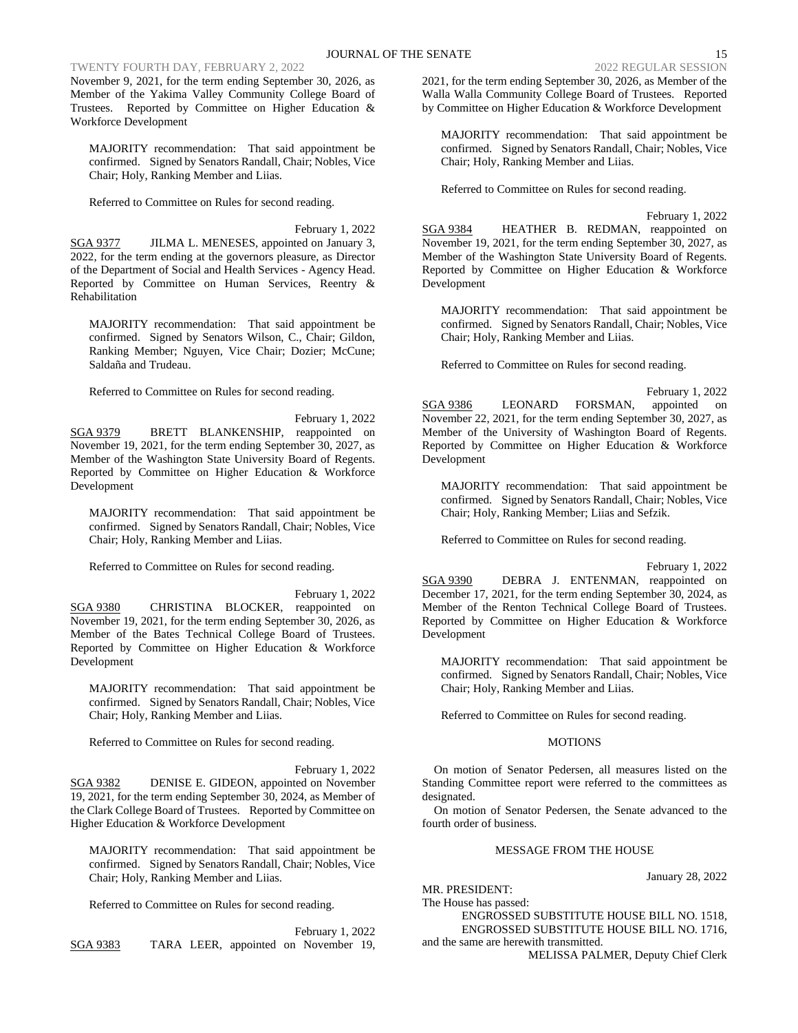November 9, 2021, for the term ending September 30, 2026, as Member of the Yakima Valley Community College Board of Trustees. Reported by Committee on Higher Education & Workforce Development

MAJORITY recommendation: That said appointment be confirmed. Signed by Senators Randall, Chair; Nobles, Vice Chair; Holy, Ranking Member and Liias.

Referred to Committee on Rules for second reading.

February 1, 2022

SGA 9377 JILMA L. MENESES, appointed on January 3, 2022, for the term ending at the governors pleasure, as Director of the Department of Social and Health Services - Agency Head. Reported by Committee on Human Services, Reentry & Rehabilitation

MAJORITY recommendation: That said appointment be confirmed. Signed by Senators Wilson, C., Chair; Gildon, Ranking Member; Nguyen, Vice Chair; Dozier; McCune; Saldaña and Trudeau.

Referred to Committee on Rules for second reading.

February 1, 2022

SGA 9379 BRETT BLANKENSHIP, reappointed on November 19, 2021, for the term ending September 30, 2027, as Member of the Washington State University Board of Regents. Reported by Committee on Higher Education & Workforce Development

MAJORITY recommendation: That said appointment be confirmed. Signed by Senators Randall, Chair; Nobles, Vice Chair; Holy, Ranking Member and Liias.

Referred to Committee on Rules for second reading.

February 1, 2022

SGA 9380 CHRISTINA BLOCKER, reappointed on November 19, 2021, for the term ending September 30, 2026, as Member of the Bates Technical College Board of Trustees. Reported by Committee on Higher Education & Workforce Development

MAJORITY recommendation: That said appointment be confirmed. Signed by Senators Randall, Chair; Nobles, Vice Chair; Holy, Ranking Member and Liias.

Referred to Committee on Rules for second reading.

February 1, 2022

SGA 9382 DENISE E. GIDEON, appointed on November 19, 2021, for the term ending September 30, 2024, as Member of the Clark College Board of Trustees. Reported by Committee on Higher Education & Workforce Development

MAJORITY recommendation: That said appointment be confirmed. Signed by Senators Randall, Chair; Nobles, Vice Chair; Holy, Ranking Member and Liias.

Referred to Committee on Rules for second reading.

February 1, 2022

SGA 9383 TARA LEER, appointed on November 19, 2021, for the term ending September 30, 2026, as Member of the Walla Walla Community College Board of Trustees. Reported by Committee on Higher Education & Workforce Development

MAJORITY recommendation: That said appointment be confirmed. Signed by Senators Randall, Chair; Nobles, Vice Chair; Holy, Ranking Member and Liias.

Referred to Committee on Rules for second reading.

February 1, 2022

SGA 9384 HEATHER B. REDMAN, reappointed on November 19, 2021, for the term ending September 30, 2027, as Member of the Washington State University Board of Regents. Reported by Committee on Higher Education & Workforce Development

MAJORITY recommendation: That said appointment be confirmed. Signed by Senators Randall, Chair; Nobles, Vice Chair; Holy, Ranking Member and Liias.

Referred to Committee on Rules for second reading.

February 1, 2022

SGA 9386 LEONARD FORSMAN, appointed on November 22, 2021, for the term ending September 30, 2027, as Member of the University of Washington Board of Regents. Reported by Committee on Higher Education & Workforce Development

MAJORITY recommendation: That said appointment be confirmed. Signed by Senators Randall, Chair; Nobles, Vice Chair; Holy, Ranking Member; Liias and Sefzik.

Referred to Committee on Rules for second reading.

February 1, 2022

SGA 9390 DEBRA J. ENTENMAN, reappointed on December 17, 2021, for the term ending September 30, 2024, as Member of the Renton Technical College Board of Trustees. Reported by Committee on Higher Education & Workforce Development

MAJORITY recommendation: That said appointment be confirmed. Signed by Senators Randall, Chair; Nobles, Vice Chair; Holy, Ranking Member and Liias.

Referred to Committee on Rules for second reading.

## MOTIONS

On motion of Senator Pedersen, all measures listed on the Standing Committee report were referred to the committees as designated.

On motion of Senator Pedersen, the Senate advanced to the fourth order of business.

## MESSAGE FROM THE HOUSE

January 28, 2022

MR. PRESIDENT:
The House has passed:
ENGROSSED SUBSTITUTE HOUSE BILL NO. 1518,
ENGROSSED SUBSTITUTE HOUSE BILL NO. 1716,
and the same are herewith transmitted.

MELISSA PALMER, Deputy Chief Clerk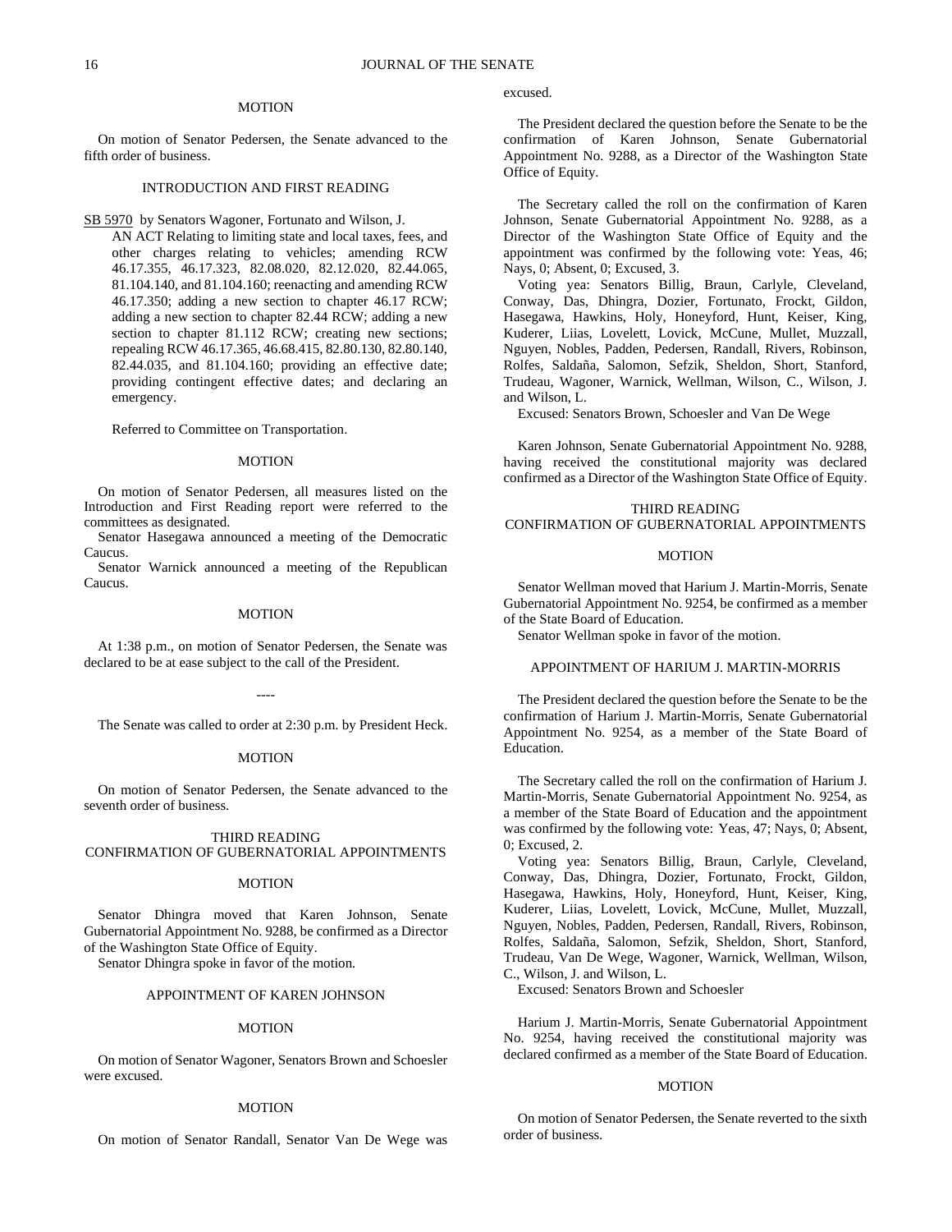MOTION

On motion of Senator Pedersen, the Senate advanced to the fifth order of business.

INTRODUCTION AND FIRST READING

SB 5970 by Senators Wagoner, Fortunato and Wilson, J.

AN ACT Relating to limiting state and local taxes, fees, and other charges relating to vehicles; amending RCW 46.17.355, 46.17.323, 82.08.020, 82.12.020, 82.44.065, 81.104.140, and 81.104.160; reenacting and amending RCW 46.17.350; adding a new section to chapter 46.17 RCW; adding a new section to chapter 82.44 RCW; adding a new section to chapter 81.112 RCW; creating new sections; repealing RCW 46.17.365, 46.68.415, 82.80.130, 82.80.140, 82.44.035, and 81.104.160; providing an effective date; providing contingent effective dates; and declaring an emergency.

Referred to Committee on Transportation.

MOTION

On motion of Senator Pedersen, all measures listed on the Introduction and First Reading report were referred to the committees as designated.

Senator Hasegawa announced a meeting of the Democratic Caucus.

Senator Warnick announced a meeting of the Republican Caucus.

MOTION

At 1:38 p.m., on motion of Senator Pedersen, the Senate was declared to be at ease subject to the call of the President.

----

The Senate was called to order at 2:30 p.m. by President Heck.

MOTION

On motion of Senator Pedersen, the Senate advanced to the seventh order of business.

THIRD READING
CONFIRMATION OF GUBERNATORIAL APPOINTMENTS

MOTION

Senator Dhingra moved that Karen Johnson, Senate Gubernatorial Appointment No. 9288, be confirmed as a Director of the Washington State Office of Equity.

Senator Dhingra spoke in favor of the motion.

APPOINTMENT OF KAREN JOHNSON

MOTION

On motion of Senator Wagoner, Senators Brown and Schoesler were excused.

MOTION

On motion of Senator Randall, Senator Van De Wege was excused.

The President declared the question before the Senate to be the confirmation of Karen Johnson, Senate Gubernatorial Appointment No. 9288, as a Director of the Washington State Office of Equity.

The Secretary called the roll on the confirmation of Karen Johnson, Senate Gubernatorial Appointment No. 9288, as a Director of the Washington State Office of Equity and the appointment was confirmed by the following vote: Yeas, 46; Nays, 0; Absent, 0; Excused, 3.

Voting yea: Senators Billig, Braun, Carlyle, Cleveland, Conway, Das, Dhingra, Dozier, Fortunato, Frockt, Gildon, Hasegawa, Hawkins, Holy, Honeyford, Hunt, Keiser, King, Kuderer, Liias, Lovelett, Lovick, McCune, Mullet, Muzzall, Nguyen, Nobles, Padden, Pedersen, Randall, Rivers, Robinson, Rolfes, Saldaña, Salomon, Sefzik, Sheldon, Short, Stanford, Trudeau, Wagoner, Warnick, Wellman, Wilson, C., Wilson, J. and Wilson, L.

Excused: Senators Brown, Schoesler and Van De Wege

Karen Johnson, Senate Gubernatorial Appointment No. 9288, having received the constitutional majority was declared confirmed as a Director of the Washington State Office of Equity.

THIRD READING
CONFIRMATION OF GUBERNATORIAL APPOINTMENTS

MOTION

Senator Wellman moved that Harium J. Martin-Morris, Senate Gubernatorial Appointment No. 9254, be confirmed as a member of the State Board of Education.

Senator Wellman spoke in favor of the motion.

APPOINTMENT OF HARIUM J. MARTIN-MORRIS

The President declared the question before the Senate to be the confirmation of Harium J. Martin-Morris, Senate Gubernatorial Appointment No. 9254, as a member of the State Board of Education.

The Secretary called the roll on the confirmation of Harium J. Martin-Morris, Senate Gubernatorial Appointment No. 9254, as a member of the State Board of Education and the appointment was confirmed by the following vote: Yeas, 47; Nays, 0; Absent, 0; Excused, 2.

Voting yea: Senators Billig, Braun, Carlyle, Cleveland, Conway, Das, Dhingra, Dozier, Fortunato, Frockt, Gildon, Hasegawa, Hawkins, Holy, Honeyford, Hunt, Keiser, King, Kuderer, Liias, Lovelett, Lovick, McCune, Mullet, Muzzall, Nguyen, Nobles, Padden, Pedersen, Randall, Rivers, Robinson, Rolfes, Saldaña, Salomon, Sefzik, Sheldon, Short, Stanford, Trudeau, Van De Wege, Wagoner, Warnick, Wellman, Wilson, C., Wilson, J. and Wilson, L.

Excused: Senators Brown and Schoesler

Harium J. Martin-Morris, Senate Gubernatorial Appointment No. 9254, having received the constitutional majority was declared confirmed as a member of the State Board of Education.

MOTION

On motion of Senator Pedersen, the Senate reverted to the sixth order of business.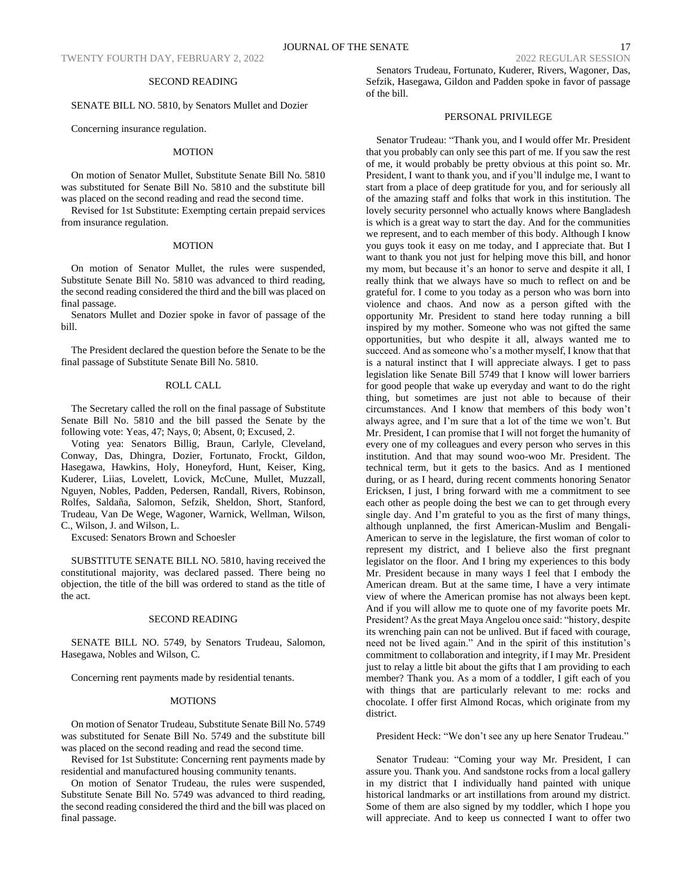## SECOND READING

SENATE BILL NO. 5810, by Senators Mullet and Dozier

Concerning insurance regulation.

### MOTION

On motion of Senator Mullet, Substitute Senate Bill No. 5810 was substituted for Senate Bill No. 5810 and the substitute bill was placed on the second reading and read the second time.

Revised for 1st Substitute: Exempting certain prepaid services from insurance regulation.

### MOTION

On motion of Senator Mullet, the rules were suspended, Substitute Senate Bill No. 5810 was advanced to third reading, the second reading considered the third and the bill was placed on final passage.

Senators Mullet and Dozier spoke in favor of passage of the bill.

The President declared the question before the Senate to be the final passage of Substitute Senate Bill No. 5810.

### ROLL CALL

The Secretary called the roll on the final passage of Substitute Senate Bill No. 5810 and the bill passed the Senate by the following vote: Yeas, 47; Nays, 0; Absent, 0; Excused, 2.

Voting yea: Senators Billig, Braun, Carlyle, Cleveland, Conway, Das, Dhingra, Dozier, Fortunato, Frockt, Gildon, Hasegawa, Hawkins, Holy, Honeyford, Hunt, Keiser, King, Kuderer, Liias, Lovelett, Lovick, McCune, Mullet, Muzzall, Nguyen, Nobles, Padden, Pedersen, Randall, Rivers, Robinson, Rolfes, Saldaña, Salomon, Sefzik, Sheldon, Short, Stanford, Trudeau, Van De Wege, Wagoner, Warnick, Wellman, Wilson, C., Wilson, J. and Wilson, L.

Excused: Senators Brown and Schoesler

SUBSTITUTE SENATE BILL NO. 5810, having received the constitutional majority, was declared passed. There being no objection, the title of the bill was ordered to stand as the title of the act.

## SECOND READING

SENATE BILL NO. 5749, by Senators Trudeau, Salomon, Hasegawa, Nobles and Wilson, C.

Concerning rent payments made by residential tenants.

### MOTIONS

On motion of Senator Trudeau, Substitute Senate Bill No. 5749 was substituted for Senate Bill No. 5749 and the substitute bill was placed on the second reading and read the second time.

Revised for 1st Substitute: Concerning rent payments made by residential and manufactured housing community tenants.

On motion of Senator Trudeau, the rules were suspended, Substitute Senate Bill No. 5749 was advanced to third reading, the second reading considered the third and the bill was placed on final passage.

Senators Trudeau, Fortunato, Kuderer, Rivers, Wagoner, Das, Sefzik, Hasegawa, Gildon and Padden spoke in favor of passage of the bill.

### PERSONAL PRIVILEGE

Senator Trudeau: "Thank you, and I would offer Mr. President that you probably can only see this part of me. If you saw the rest of me, it would probably be pretty obvious at this point so. Mr. President, I want to thank you, and if you'll indulge me, I want to start from a place of deep gratitude for you, and for seriously all of the amazing staff and folks that work in this institution. The lovely security personnel who actually knows where Bangladesh is which is a great way to start the day. And for the communities we represent, and to each member of this body. Although I know you guys took it easy on me today, and I appreciate that. But I want to thank you not just for helping move this bill, and honor my mom, but because it's an honor to serve and despite it all, I really think that we always have so much to reflect on and be grateful for. I come to you today as a person who was born into violence and chaos. And now as a person gifted with the opportunity Mr. President to stand here today running a bill inspired by my mother. Someone who was not gifted the same opportunities, but who despite it all, always wanted me to succeed. And as someone who's a mother myself, I know that that is a natural instinct that I will appreciate always. I get to pass legislation like Senate Bill 5749 that I know will lower barriers for good people that wake up everyday and want to do the right thing, but sometimes are just not able to because of their circumstances. And I know that members of this body won't always agree, and I'm sure that a lot of the time we won't. But Mr. President, I can promise that I will not forget the humanity of every one of my colleagues and every person who serves in this institution. And that may sound woo-woo Mr. President. The technical term, but it gets to the basics. And as I mentioned during, or as I heard, during recent comments honoring Senator Ericksen, I just, I bring forward with me a commitment to see each other as people doing the best we can to get through every single day. And I'm grateful to you as the first of many things, although unplanned, the first American-Muslim and Bengali-American to serve in the legislature, the first woman of color to represent my district, and I believe also the first pregnant legislator on the floor. And I bring my experiences to this body Mr. President because in many ways I feel that I embody the American dream. But at the same time, I have a very intimate view of where the American promise has not always been kept. And if you will allow me to quote one of my favorite poets Mr. President? As the great Maya Angelou once said: "history, despite its wrenching pain can not be unlived. But if faced with courage, need not be lived again." And in the spirit of this institution's commitment to collaboration and integrity, if I may Mr. President just to relay a little bit about the gifts that I am providing to each member? Thank you. As a mom of a toddler, I gift each of you with things that are particularly relevant to me: rocks and chocolate. I offer first Almond Rocas, which originate from my district.

President Heck: "We don't see any up here Senator Trudeau."

Senator Trudeau: "Coming your way Mr. President, I can assure you. Thank you. And sandstone rocks from a local gallery in my district that I individually hand painted with unique historical landmarks or art instillations from around my district. Some of them are also signed by my toddler, which I hope you will appreciate. And to keep us connected I want to offer two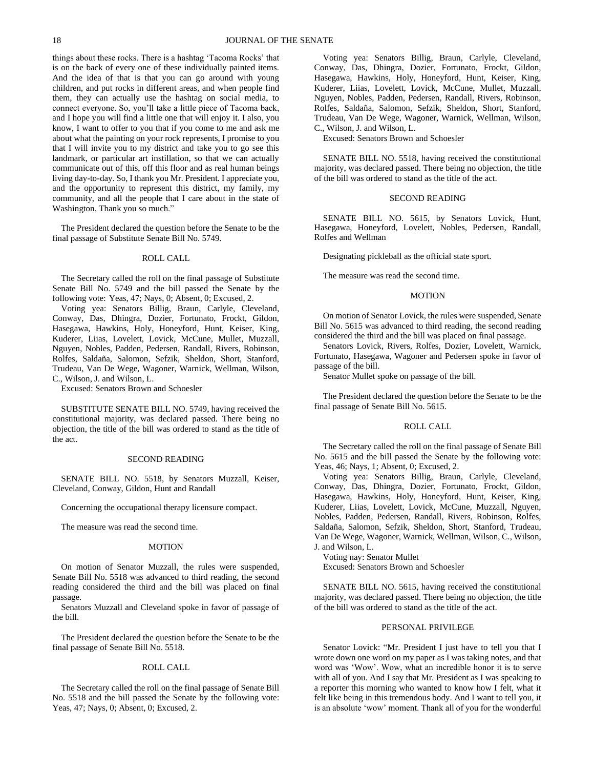things about these rocks. There is a hashtag 'Tacoma Rocks' that is on the back of every one of these individually painted items. And the idea of that is that you can go around with young children, and put rocks in different areas, and when people find them, they can actually use the hashtag on social media, to connect everyone. So, you'll take a little piece of Tacoma back, and I hope you will find a little one that will enjoy it. I also, you know, I want to offer to you that if you come to me and ask me about what the painting on your rock represents, I promise to you that I will invite you to my district and take you to go see this landmark, or particular art instillation, so that we can actually communicate out of this, off this floor and as real human beings living day-to-day. So, I thank you Mr. President. I appreciate you, and the opportunity to represent this district, my family, my community, and all the people that I care about in the state of Washington. Thank you so much."

The President declared the question before the Senate to be the final passage of Substitute Senate Bill No. 5749.

ROLL CALL

The Secretary called the roll on the final passage of Substitute Senate Bill No. 5749 and the bill passed the Senate by the following vote: Yeas, 47; Nays, 0; Absent, 0; Excused, 2.

Voting yea: Senators Billig, Braun, Carlyle, Cleveland, Conway, Das, Dhingra, Dozier, Fortunato, Frockt, Gildon, Hasegawa, Hawkins, Holy, Honeyford, Hunt, Keiser, King, Kuderer, Liias, Lovelett, Lovick, McCune, Mullet, Muzzall, Nguyen, Nobles, Padden, Pedersen, Randall, Rivers, Robinson, Rolfes, Saldaña, Salomon, Sefzik, Sheldon, Short, Stanford, Trudeau, Van De Wege, Wagoner, Warnick, Wellman, Wilson, C., Wilson, J. and Wilson, L.

Excused: Senators Brown and Schoesler

SUBSTITUTE SENATE BILL NO. 5749, having received the constitutional majority, was declared passed. There being no objection, the title of the bill was ordered to stand as the title of the act.

SECOND READING

SENATE BILL NO. 5518, by Senators Muzzall, Keiser, Cleveland, Conway, Gildon, Hunt and Randall

Concerning the occupational therapy licensure compact.

The measure was read the second time.

MOTION

On motion of Senator Muzzall, the rules were suspended, Senate Bill No. 5518 was advanced to third reading, the second reading considered the third and the bill was placed on final passage.

Senators Muzzall and Cleveland spoke in favor of passage of the bill.

The President declared the question before the Senate to be the final passage of Senate Bill No. 5518.

ROLL CALL

The Secretary called the roll on the final passage of Senate Bill No. 5518 and the bill passed the Senate by the following vote: Yeas, 47; Nays, 0; Absent, 0; Excused, 2.

Voting yea: Senators Billig, Braun, Carlyle, Cleveland, Conway, Das, Dhingra, Dozier, Fortunato, Frockt, Gildon, Hasegawa, Hawkins, Holy, Honeyford, Hunt, Keiser, King, Kuderer, Liias, Lovelett, Lovick, McCune, Mullet, Muzzall, Nguyen, Nobles, Padden, Pedersen, Randall, Rivers, Robinson, Rolfes, Saldaña, Salomon, Sefzik, Sheldon, Short, Stanford, Trudeau, Van De Wege, Wagoner, Warnick, Wellman, Wilson, C., Wilson, J. and Wilson, L.

Excused: Senators Brown and Schoesler

SENATE BILL NO. 5518, having received the constitutional majority, was declared passed. There being no objection, the title of the bill was ordered to stand as the title of the act.

SECOND READING

SENATE BILL NO. 5615, by Senators Lovick, Hunt, Hasegawa, Honeyford, Lovelett, Nobles, Pedersen, Randall, Rolfes and Wellman

Designating pickleball as the official state sport.

The measure was read the second time.

MOTION

On motion of Senator Lovick, the rules were suspended, Senate Bill No. 5615 was advanced to third reading, the second reading considered the third and the bill was placed on final passage.

Senators Lovick, Rivers, Rolfes, Dozier, Lovelett, Warnick, Fortunato, Hasegawa, Wagoner and Pedersen spoke in favor of passage of the bill.

Senator Mullet spoke on passage of the bill.

The President declared the question before the Senate to be the final passage of Senate Bill No. 5615.

ROLL CALL

The Secretary called the roll on the final passage of Senate Bill No. 5615 and the bill passed the Senate by the following vote: Yeas, 46; Nays, 1; Absent, 0; Excused, 2.

Voting yea: Senators Billig, Braun, Carlyle, Cleveland, Conway, Das, Dhingra, Dozier, Fortunato, Frockt, Gildon, Hasegawa, Hawkins, Holy, Honeyford, Hunt, Keiser, King, Kuderer, Liias, Lovelett, Lovick, McCune, Muzzall, Nguyen, Nobles, Padden, Pedersen, Randall, Rivers, Robinson, Rolfes, Saldaña, Salomon, Sefzik, Sheldon, Short, Stanford, Trudeau, Van De Wege, Wagoner, Warnick, Wellman, Wilson, C., Wilson, J. and Wilson, L.

Voting nay: Senator Mullet

Excused: Senators Brown and Schoesler

SENATE BILL NO. 5615, having received the constitutional majority, was declared passed. There being no objection, the title of the bill was ordered to stand as the title of the act.

PERSONAL PRIVILEGE

Senator Lovick: "Mr. President I just have to tell you that I wrote down one word on my paper as I was taking notes, and that word was 'Wow'. Wow, what an incredible honor it is to serve with all of you. And I say that Mr. President as I was speaking to a reporter this morning who wanted to know how I felt, what it felt like being in this tremendous body. And I want to tell you, it is an absolute 'wow' moment. Thank all of you for the wonderful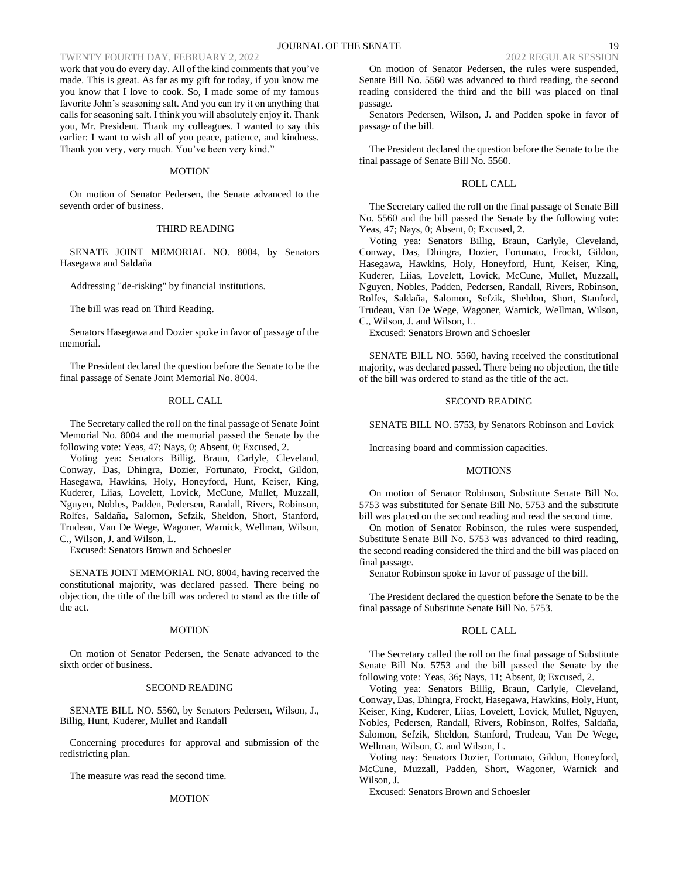work that you do every day. All of the kind comments that you've made. This is great. As far as my gift for today, if you know me you know that I love to cook. So, I made some of my famous favorite John's seasoning salt. And you can try it on anything that calls for seasoning salt. I think you will absolutely enjoy it. Thank you, Mr. President. Thank my colleagues. I wanted to say this earlier: I want to wish all of you peace, patience, and kindness. Thank you very, very much. You've been very kind."

MOTION

On motion of Senator Pedersen, the Senate advanced to the seventh order of business.

THIRD READING

SENATE JOINT MEMORIAL NO. 8004, by Senators Hasegawa and Saldaña

Addressing "de-risking" by financial institutions.

The bill was read on Third Reading.

Senators Hasegawa and Dozier spoke in favor of passage of the memorial.

The President declared the question before the Senate to be the final passage of Senate Joint Memorial No. 8004.

ROLL CALL

The Secretary called the roll on the final passage of Senate Joint Memorial No. 8004 and the memorial passed the Senate by the following vote: Yeas, 47; Nays, 0; Absent, 0; Excused, 2.

Voting yea: Senators Billig, Braun, Carlyle, Cleveland, Conway, Das, Dhingra, Dozier, Fortunato, Frockt, Gildon, Hasegawa, Hawkins, Holy, Honeyford, Hunt, Keiser, King, Kuderer, Liias, Lovelett, Lovick, McCune, Mullet, Muzzall, Nguyen, Nobles, Padden, Pedersen, Randall, Rivers, Robinson, Rolfes, Saldaña, Salomon, Sefzik, Sheldon, Short, Stanford, Trudeau, Van De Wege, Wagoner, Warnick, Wellman, Wilson, C., Wilson, J. and Wilson, L.

Excused: Senators Brown and Schoesler

SENATE JOINT MEMORIAL NO. 8004, having received the constitutional majority, was declared passed. There being no objection, the title of the bill was ordered to stand as the title of the act.

MOTION

On motion of Senator Pedersen, the Senate advanced to the sixth order of business.

SECOND READING

SENATE BILL NO. 5560, by Senators Pedersen, Wilson, J., Billig, Hunt, Kuderer, Mullet and Randall

Concerning procedures for approval and submission of the redistricting plan.

The measure was read the second time.

MOTION

On motion of Senator Pedersen, the rules were suspended, Senate Bill No. 5560 was advanced to third reading, the second reading considered the third and the bill was placed on final passage.

Senators Pedersen, Wilson, J. and Padden spoke in favor of passage of the bill.

The President declared the question before the Senate to be the final passage of Senate Bill No. 5560.

ROLL CALL

The Secretary called the roll on the final passage of Senate Bill No. 5560 and the bill passed the Senate by the following vote: Yeas, 47; Nays, 0; Absent, 0; Excused, 2.

Voting yea: Senators Billig, Braun, Carlyle, Cleveland, Conway, Das, Dhingra, Dozier, Fortunato, Frockt, Gildon, Hasegawa, Hawkins, Holy, Honeyford, Hunt, Keiser, King, Kuderer, Liias, Lovelett, Lovick, McCune, Mullet, Muzzall, Nguyen, Nobles, Padden, Pedersen, Randall, Rivers, Robinson, Rolfes, Saldaña, Salomon, Sefzik, Sheldon, Short, Stanford, Trudeau, Van De Wege, Wagoner, Warnick, Wellman, Wilson, C., Wilson, J. and Wilson, L.

Excused: Senators Brown and Schoesler

SENATE BILL NO. 5560, having received the constitutional majority, was declared passed. There being no objection, the title of the bill was ordered to stand as the title of the act.

SECOND READING

SENATE BILL NO. 5753, by Senators Robinson and Lovick

Increasing board and commission capacities.

MOTIONS

On motion of Senator Robinson, Substitute Senate Bill No. 5753 was substituted for Senate Bill No. 5753 and the substitute bill was placed on the second reading and read the second time.

On motion of Senator Robinson, the rules were suspended, Substitute Senate Bill No. 5753 was advanced to third reading, the second reading considered the third and the bill was placed on final passage.

Senator Robinson spoke in favor of passage of the bill.

The President declared the question before the Senate to be the final passage of Substitute Senate Bill No. 5753.

ROLL CALL

The Secretary called the roll on the final passage of Substitute Senate Bill No. 5753 and the bill passed the Senate by the following vote: Yeas, 36; Nays, 11; Absent, 0; Excused, 2.

Voting yea: Senators Billig, Braun, Carlyle, Cleveland, Conway, Das, Dhingra, Frockt, Hasegawa, Hawkins, Holy, Hunt, Keiser, King, Kuderer, Liias, Lovelett, Lovick, Mullet, Nguyen, Nobles, Pedersen, Randall, Rivers, Robinson, Rolfes, Saldaña, Salomon, Sefzik, Sheldon, Stanford, Trudeau, Van De Wege, Wellman, Wilson, C. and Wilson, L.

Voting nay: Senators Dozier, Fortunato, Gildon, Honeyford, McCune, Muzzall, Padden, Short, Wagoner, Warnick and Wilson, J.

Excused: Senators Brown and Schoesler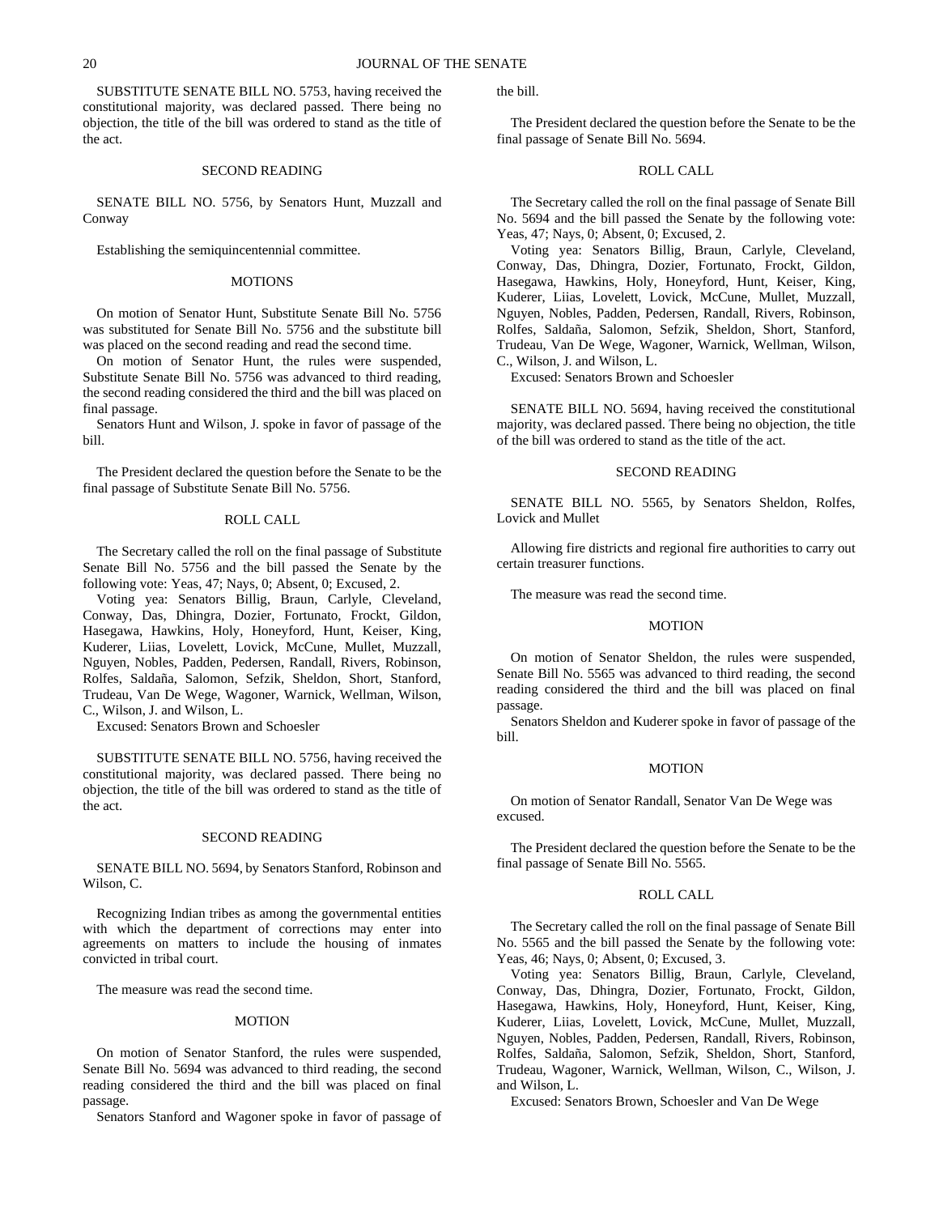SUBSTITUTE SENATE BILL NO. 5753, having received the constitutional majority, was declared passed. There being no objection, the title of the bill was ordered to stand as the title of the act.

SECOND READING

SENATE BILL NO. 5756, by Senators Hunt, Muzzall and Conway

Establishing the semiquincentennial committee.

MOTIONS

On motion of Senator Hunt, Substitute Senate Bill No. 5756 was substituted for Senate Bill No. 5756 and the substitute bill was placed on the second reading and read the second time.

On motion of Senator Hunt, the rules were suspended, Substitute Senate Bill No. 5756 was advanced to third reading, the second reading considered the third and the bill was placed on final passage.

Senators Hunt and Wilson, J. spoke in favor of passage of the bill.

The President declared the question before the Senate to be the final passage of Substitute Senate Bill No. 5756.

ROLL CALL

The Secretary called the roll on the final passage of Substitute Senate Bill No. 5756 and the bill passed the Senate by the following vote: Yeas, 47; Nays, 0; Absent, 0; Excused, 2.

Voting yea: Senators Billig, Braun, Carlyle, Cleveland, Conway, Das, Dhingra, Dozier, Fortunato, Frockt, Gildon, Hasegawa, Hawkins, Holy, Honeyford, Hunt, Keiser, King, Kuderer, Liias, Lovelett, Lovick, McCune, Mullet, Muzzall, Nguyen, Nobles, Padden, Pedersen, Randall, Rivers, Robinson, Rolfes, Saldaña, Salomon, Sefzik, Sheldon, Short, Stanford, Trudeau, Van De Wege, Wagoner, Warnick, Wellman, Wilson, C., Wilson, J. and Wilson, L.

Excused: Senators Brown and Schoesler

SUBSTITUTE SENATE BILL NO. 5756, having received the constitutional majority, was declared passed. There being no objection, the title of the bill was ordered to stand as the title of the act.

SECOND READING

SENATE BILL NO. 5694, by Senators Stanford, Robinson and Wilson, C.

Recognizing Indian tribes as among the governmental entities with which the department of corrections may enter into agreements on matters to include the housing of inmates convicted in tribal court.

The measure was read the second time.

MOTION

On motion of Senator Stanford, the rules were suspended, Senate Bill No. 5694 was advanced to third reading, the second reading considered the third and the bill was placed on final passage.

Senators Stanford and Wagoner spoke in favor of passage of the bill.

The President declared the question before the Senate to be the final passage of Senate Bill No. 5694.

ROLL CALL

The Secretary called the roll on the final passage of Senate Bill No. 5694 and the bill passed the Senate by the following vote: Yeas, 47; Nays, 0; Absent, 0; Excused, 2.

Voting yea: Senators Billig, Braun, Carlyle, Cleveland, Conway, Das, Dhingra, Dozier, Fortunato, Frockt, Gildon, Hasegawa, Hawkins, Holy, Honeyford, Hunt, Keiser, King, Kuderer, Liias, Lovelett, Lovick, McCune, Mullet, Muzzall, Nguyen, Nobles, Padden, Pedersen, Randall, Rivers, Robinson, Rolfes, Saldaña, Salomon, Sefzik, Sheldon, Short, Stanford, Trudeau, Van De Wege, Wagoner, Warnick, Wellman, Wilson, C., Wilson, J. and Wilson, L.

Excused: Senators Brown and Schoesler

SENATE BILL NO. 5694, having received the constitutional majority, was declared passed. There being no objection, the title of the bill was ordered to stand as the title of the act.

SECOND READING

SENATE BILL NO. 5565, by Senators Sheldon, Rolfes, Lovick and Mullet

Allowing fire districts and regional fire authorities to carry out certain treasurer functions.

The measure was read the second time.

MOTION

On motion of Senator Sheldon, the rules were suspended, Senate Bill No. 5565 was advanced to third reading, the second reading considered the third and the bill was placed on final passage.

Senators Sheldon and Kuderer spoke in favor of passage of the bill.

MOTION

On motion of Senator Randall, Senator Van De Wege was excused.

The President declared the question before the Senate to be the final passage of Senate Bill No. 5565.

ROLL CALL

The Secretary called the roll on the final passage of Senate Bill No. 5565 and the bill passed the Senate by the following vote: Yeas, 46; Nays, 0; Absent, 0; Excused, 3.

Voting yea: Senators Billig, Braun, Carlyle, Cleveland, Conway, Das, Dhingra, Dozier, Fortunato, Frockt, Gildon, Hasegawa, Hawkins, Holy, Honeyford, Hunt, Keiser, King, Kuderer, Liias, Lovelett, Lovick, McCune, Mullet, Muzzall, Nguyen, Nobles, Padden, Pedersen, Randall, Rivers, Robinson, Rolfes, Saldaña, Salomon, Sefzik, Sheldon, Short, Stanford, Trudeau, Wagoner, Warnick, Wellman, Wilson, C., Wilson, J. and Wilson, L.

Excused: Senators Brown, Schoesler and Van De Wege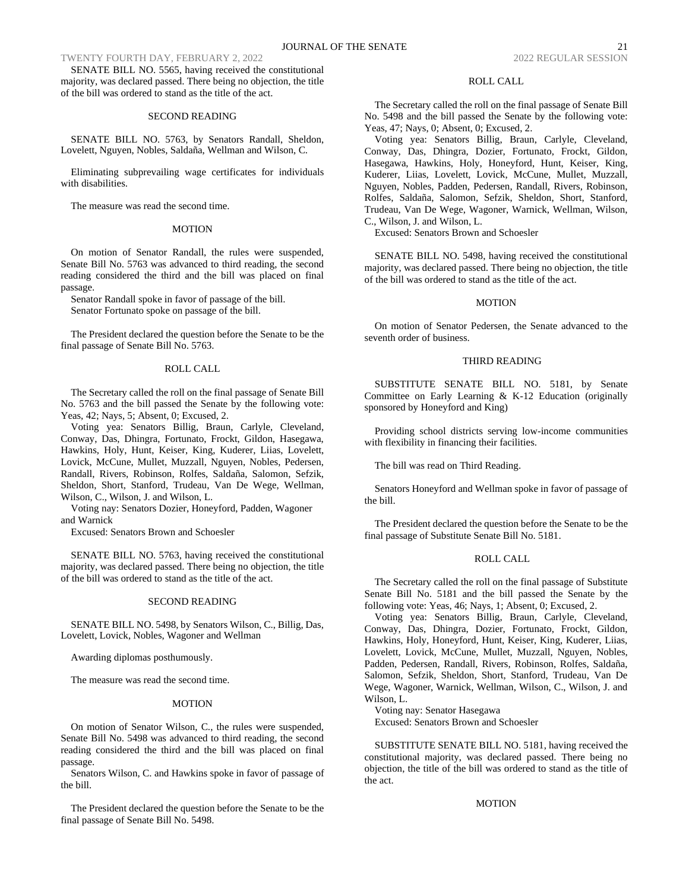SENATE BILL NO. 5565, having received the constitutional majority, was declared passed. There being no objection, the title of the bill was ordered to stand as the title of the act.

SECOND READING

SENATE BILL NO. 5763, by Senators Randall, Sheldon, Lovelett, Nguyen, Nobles, Saldaña, Wellman and Wilson, C.

Eliminating subprevailing wage certificates for individuals with disabilities.

The measure was read the second time.

MOTION

On motion of Senator Randall, the rules were suspended, Senate Bill No. 5763 was advanced to third reading, the second reading considered the third and the bill was placed on final passage.

Senator Randall spoke in favor of passage of the bill.
Senator Fortunato spoke on passage of the bill.

The President declared the question before the Senate to be the final passage of Senate Bill No. 5763.

ROLL CALL

The Secretary called the roll on the final passage of Senate Bill No. 5763 and the bill passed the Senate by the following vote: Yeas, 42; Nays, 5; Absent, 0; Excused, 2.

Voting yea: Senators Billig, Braun, Carlyle, Cleveland, Conway, Das, Dhingra, Fortunato, Frockt, Gildon, Hasegawa, Hawkins, Holy, Hunt, Keiser, King, Kuderer, Liias, Lovelett, Lovick, McCune, Mullet, Muzzall, Nguyen, Nobles, Pedersen, Randall, Rivers, Robinson, Rolfes, Saldaña, Salomon, Sefzik, Sheldon, Short, Stanford, Trudeau, Van De Wege, Wellman, Wilson, C., Wilson, J. and Wilson, L.

Voting nay: Senators Dozier, Honeyford, Padden, Wagoner and Warnick

Excused: Senators Brown and Schoesler

SENATE BILL NO. 5763, having received the constitutional majority, was declared passed. There being no objection, the title of the bill was ordered to stand as the title of the act.

SECOND READING

SENATE BILL NO. 5498, by Senators Wilson, C., Billig, Das, Lovelett, Lovick, Nobles, Wagoner and Wellman

Awarding diplomas posthumously.

The measure was read the second time.

MOTION

On motion of Senator Wilson, C., the rules were suspended, Senate Bill No. 5498 was advanced to third reading, the second reading considered the third and the bill was placed on final passage.

Senators Wilson, C. and Hawkins spoke in favor of passage of the bill.

The President declared the question before the Senate to be the final passage of Senate Bill No. 5498.

ROLL CALL

The Secretary called the roll on the final passage of Senate Bill No. 5498 and the bill passed the Senate by the following vote: Yeas, 47; Nays, 0; Absent, 0; Excused, 2.

Voting yea: Senators Billig, Braun, Carlyle, Cleveland, Conway, Das, Dhingra, Dozier, Fortunato, Frockt, Gildon, Hasegawa, Hawkins, Holy, Honeyford, Hunt, Keiser, King, Kuderer, Liias, Lovelett, Lovick, McCune, Mullet, Muzzall, Nguyen, Nobles, Padden, Pedersen, Randall, Rivers, Robinson, Rolfes, Saldaña, Salomon, Sefzik, Sheldon, Short, Stanford, Trudeau, Van De Wege, Wagoner, Warnick, Wellman, Wilson, C., Wilson, J. and Wilson, L.

Excused: Senators Brown and Schoesler

SENATE BILL NO. 5498, having received the constitutional majority, was declared passed. There being no objection, the title of the bill was ordered to stand as the title of the act.

MOTION

On motion of Senator Pedersen, the Senate advanced to the seventh order of business.

THIRD READING

SUBSTITUTE SENATE BILL NO. 5181, by Senate Committee on Early Learning & K-12 Education (originally sponsored by Honeyford and King)

Providing school districts serving low-income communities with flexibility in financing their facilities.

The bill was read on Third Reading.

Senators Honeyford and Wellman spoke in favor of passage of the bill.

The President declared the question before the Senate to be the final passage of Substitute Senate Bill No. 5181.

ROLL CALL

The Secretary called the roll on the final passage of Substitute Senate Bill No. 5181 and the bill passed the Senate by the following vote: Yeas, 46; Nays, 1; Absent, 0; Excused, 2.

Voting yea: Senators Billig, Braun, Carlyle, Cleveland, Conway, Das, Dhingra, Dozier, Fortunato, Frockt, Gildon, Hawkins, Holy, Honeyford, Hunt, Keiser, King, Kuderer, Liias, Lovelett, Lovick, McCune, Mullet, Muzzall, Nguyen, Nobles, Padden, Pedersen, Randall, Rivers, Robinson, Rolfes, Saldaña, Salomon, Sefzik, Sheldon, Short, Stanford, Trudeau, Van De Wege, Wagoner, Warnick, Wellman, Wilson, C., Wilson, J. and Wilson, L.

Voting nay: Senator Hasegawa

Excused: Senators Brown and Schoesler

SUBSTITUTE SENATE BILL NO. 5181, having received the constitutional majority, was declared passed. There being no objection, the title of the bill was ordered to stand as the title of the act.

MOTION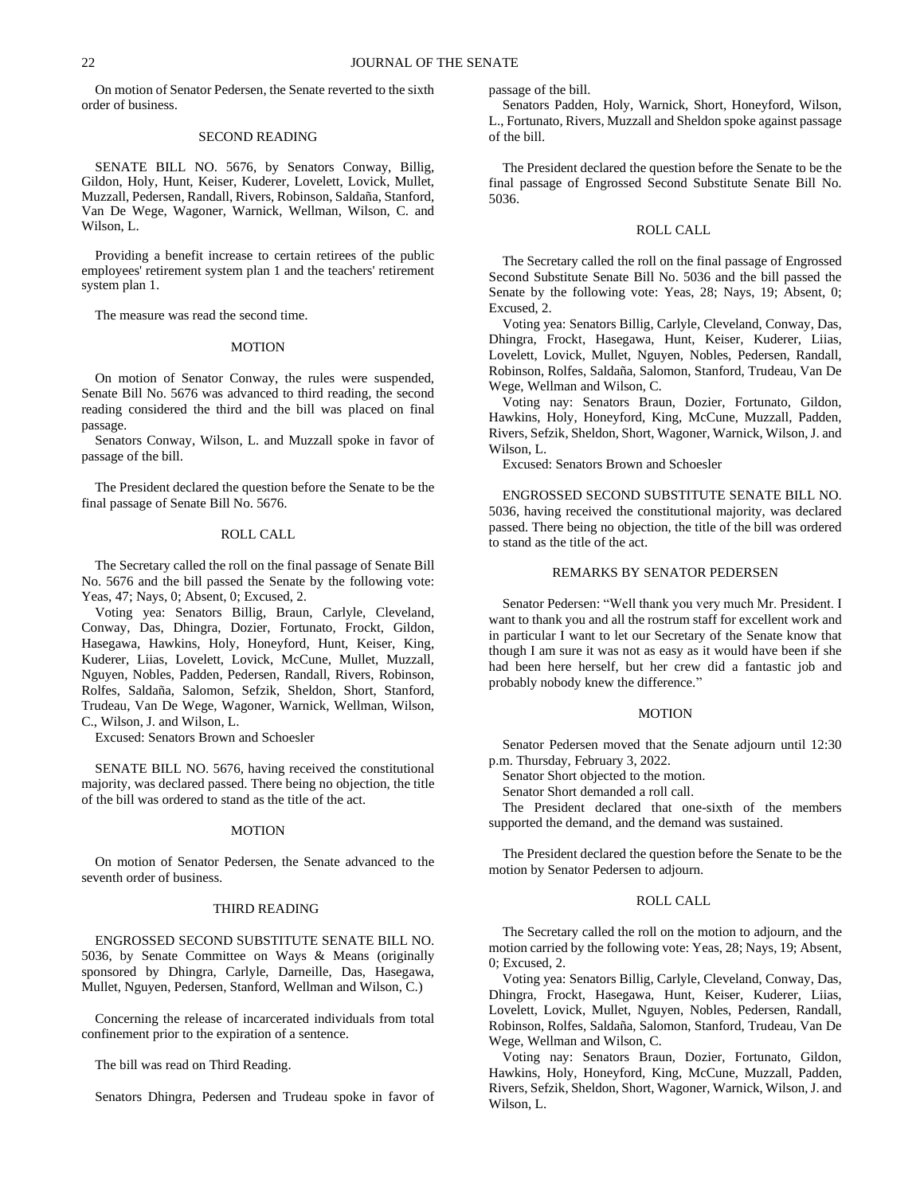On motion of Senator Pedersen, the Senate reverted to the sixth order of business.

## SECOND READING

SENATE BILL NO. 5676, by Senators Conway, Billig, Gildon, Holy, Hunt, Keiser, Kuderer, Lovelett, Lovick, Mullet, Muzzall, Pedersen, Randall, Rivers, Robinson, Saldaña, Stanford, Van De Wege, Wagoner, Warnick, Wellman, Wilson, C. and Wilson, L.

Providing a benefit increase to certain retirees of the public employees' retirement system plan 1 and the teachers' retirement system plan 1.

The measure was read the second time.

## MOTION

On motion of Senator Conway, the rules were suspended, Senate Bill No. 5676 was advanced to third reading, the second reading considered the third and the bill was placed on final passage.

Senators Conway, Wilson, L. and Muzzall spoke in favor of passage of the bill.

The President declared the question before the Senate to be the final passage of Senate Bill No. 5676.

## ROLL CALL

The Secretary called the roll on the final passage of Senate Bill No. 5676 and the bill passed the Senate by the following vote: Yeas, 47; Nays, 0; Absent, 0; Excused, 2.

Voting yea: Senators Billig, Braun, Carlyle, Cleveland, Conway, Das, Dhingra, Dozier, Fortunato, Frockt, Gildon, Hasegawa, Hawkins, Holy, Honeyford, Hunt, Keiser, King, Kuderer, Liias, Lovelett, Lovick, McCune, Mullet, Muzzall, Nguyen, Nobles, Padden, Pedersen, Randall, Rivers, Robinson, Rolfes, Saldaña, Salomon, Sefzik, Sheldon, Short, Stanford, Trudeau, Van De Wege, Wagoner, Warnick, Wellman, Wilson, C., Wilson, J. and Wilson, L.

Excused: Senators Brown and Schoesler

SENATE BILL NO. 5676, having received the constitutional majority, was declared passed. There being no objection, the title of the bill was ordered to stand as the title of the act.

## MOTION

On motion of Senator Pedersen, the Senate advanced to the seventh order of business.

## THIRD READING

ENGROSSED SECOND SUBSTITUTE SENATE BILL NO. 5036, by Senate Committee on Ways & Means (originally sponsored by Dhingra, Carlyle, Darneille, Das, Hasegawa, Mullet, Nguyen, Pedersen, Stanford, Wellman and Wilson, C.)

Concerning the release of incarcerated individuals from total confinement prior to the expiration of a sentence.

The bill was read on Third Reading.

Senators Dhingra, Pedersen and Trudeau spoke in favor of passage of the bill.

Senators Padden, Holy, Warnick, Short, Honeyford, Wilson, L., Fortunato, Rivers, Muzzall and Sheldon spoke against passage of the bill.

The President declared the question before the Senate to be the final passage of Engrossed Second Substitute Senate Bill No. 5036.

## ROLL CALL

The Secretary called the roll on the final passage of Engrossed Second Substitute Senate Bill No. 5036 and the bill passed the Senate by the following vote: Yeas, 28; Nays, 19; Absent, 0; Excused, 2.

Voting yea: Senators Billig, Carlyle, Cleveland, Conway, Das, Dhingra, Frockt, Hasegawa, Hunt, Keiser, Kuderer, Liias, Lovelett, Lovick, Mullet, Nguyen, Nobles, Pedersen, Randall, Robinson, Rolfes, Saldaña, Salomon, Stanford, Trudeau, Van De Wege, Wellman and Wilson, C.

Voting nay: Senators Braun, Dozier, Fortunato, Gildon, Hawkins, Holy, Honeyford, King, McCune, Muzzall, Padden, Rivers, Sefzik, Sheldon, Short, Wagoner, Warnick, Wilson, J. and Wilson, L.

Excused: Senators Brown and Schoesler

ENGROSSED SECOND SUBSTITUTE SENATE BILL NO. 5036, having received the constitutional majority, was declared passed. There being no objection, the title of the bill was ordered to stand as the title of the act.

## REMARKS BY SENATOR PEDERSEN

Senator Pedersen: "Well thank you very much Mr. President. I want to thank you and all the rostrum staff for excellent work and in particular I want to let our Secretary of the Senate know that though I am sure it was not as easy as it would have been if she had been here herself, but her crew did a fantastic job and probably nobody knew the difference."

## MOTION

Senator Pedersen moved that the Senate adjourn until 12:30 p.m. Thursday, February 3, 2022.

Senator Short objected to the motion.

Senator Short demanded a roll call.

The President declared that one-sixth of the members supported the demand, and the demand was sustained.

The President declared the question before the Senate to be the motion by Senator Pedersen to adjourn.

## ROLL CALL

The Secretary called the roll on the motion to adjourn, and the motion carried by the following vote: Yeas, 28; Nays, 19; Absent, 0; Excused, 2.

Voting yea: Senators Billig, Carlyle, Cleveland, Conway, Das, Dhingra, Frockt, Hasegawa, Hunt, Keiser, Kuderer, Liias, Lovelett, Lovick, Mullet, Nguyen, Nobles, Pedersen, Randall, Robinson, Rolfes, Saldaña, Salomon, Stanford, Trudeau, Van De Wege, Wellman and Wilson, C.

Voting nay: Senators Braun, Dozier, Fortunato, Gildon, Hawkins, Holy, Honeyford, King, McCune, Muzzall, Padden, Rivers, Sefzik, Sheldon, Short, Wagoner, Warnick, Wilson, J. and Wilson, L.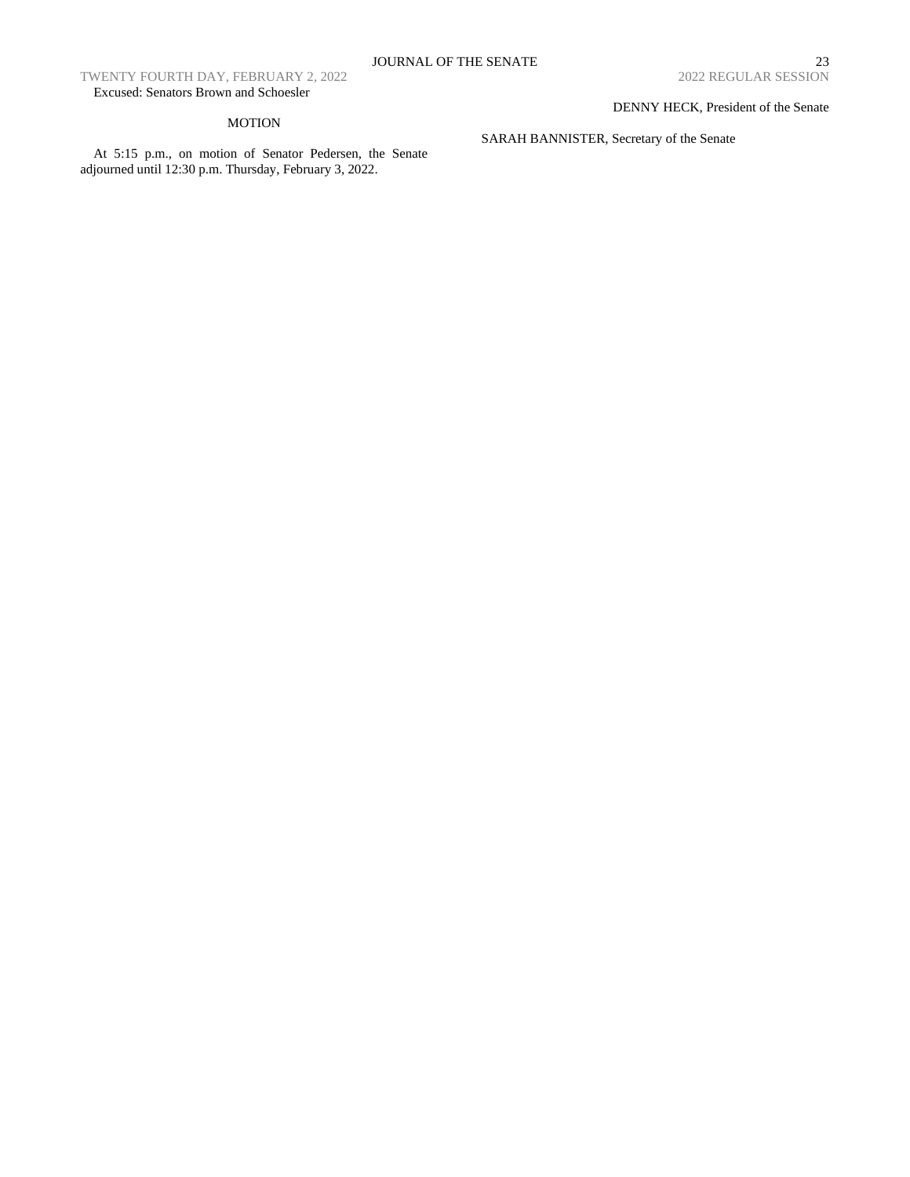Excused: Senators Brown and Schoesler

MOTION

At 5:15 p.m., on motion of Senator Pedersen, the Senate adjourned until 12:30 p.m. Thursday, February 3, 2022.

DENNY HECK, President of the Senate

SARAH BANNISTER, Secretary of the Senate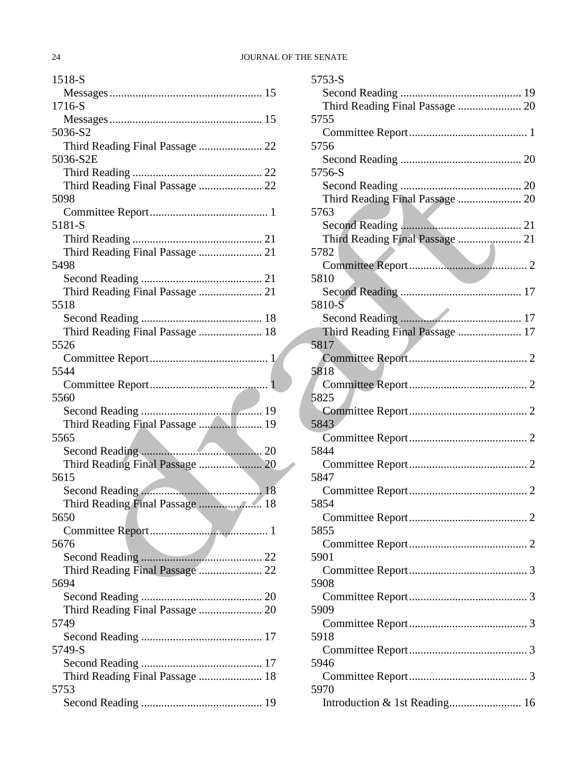1518-S
- Messages ........................................................ 15

1716-S
- Messages ........................................................ 15

5036-S2
- Third Reading Final Passage ...................... 22

5036-S2E
- Third Reading ............................................ 22
- Third Reading Final Passage ...................... 22

5098
- Committee Report......................................... 1

5181-S
- Third Reading ............................................ 21
- Third Reading Final Passage ...................... 21

5498
- Second Reading .......................................... 21
- Third Reading Final Passage ...................... 21

5518
- Second Reading .......................................... 18
- Third Reading Final Passage ...................... 18

5526
- Committee Report......................................... 1

5544
- Committee Report......................................... 1

5560
- Second Reading .......................................... 19
- Third Reading Final Passage ...................... 19

5565
- Second Reading .......................................... 20
- Third Reading Final Passage ...................... 20

5615
- Second Reading .......................................... 18
- Third Reading Final Passage ...................... 18

5650
- Committee Report......................................... 1

5676
- Second Reading .......................................... 22
- Third Reading Final Passage ...................... 22

5694
- Second Reading .......................................... 20
- Third Reading Final Passage ...................... 20

5749
- Second Reading .......................................... 17

5749-S
- Second Reading .......................................... 17
- Third Reading Final Passage ...................... 18

5753
- Second Reading .......................................... 19

5753-S
- Second Reading .......................................... 19
- Third Reading Final Passage ...................... 20

5755
- Committee Report......................................... 1

5756
- Second Reading .......................................... 20

5756-S
- Second Reading .......................................... 20
- Third Reading Final Passage ...................... 20

5763
- Second Reading .......................................... 21
- Third Reading Final Passage ...................... 21

5782
- Committee Report......................................... 2

5810
- Second Reading .......................................... 17

5810-S
- Second Reading .......................................... 17
- Third Reading Final Passage ...................... 17

5817
- Committee Report......................................... 2

5818
- Committee Report......................................... 2

5825
- Committee Report......................................... 2

5843
- Committee Report......................................... 2

5844
- Committee Report......................................... 2

5847
- Committee Report......................................... 2

5854
- Committee Report......................................... 2

5855
- Committee Report......................................... 2

5901
- Committee Report......................................... 3

5908
- Committee Report......................................... 3

5909
- Committee Report......................................... 3

5918
- Committee Report......................................... 3

5946
- Committee Report......................................... 3

5970
- Introduction & 1st Reading......................... 16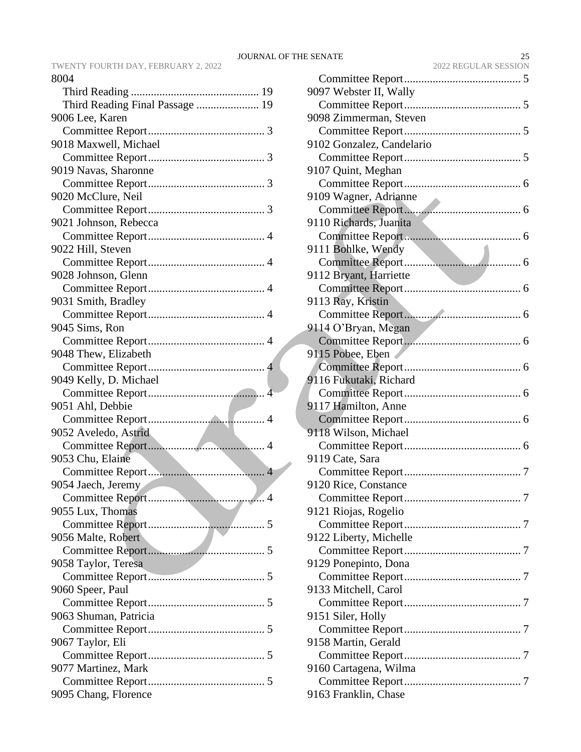8004
  Third Reading ............................................ 19
  Third Reading Final Passage ...................... 19
9006 Lee, Karen
  Committee Report......................................... 3
9018 Maxwell, Michael
  Committee Report......................................... 3
9019 Navas, Sharonne
  Committee Report......................................... 3
9020 McClure, Neil
  Committee Report......................................... 3
9021 Johnson, Rebecca
  Committee Report......................................... 4
9022 Hill, Steven
  Committee Report......................................... 4
9028 Johnson, Glenn
  Committee Report......................................... 4
9031 Smith, Bradley
  Committee Report......................................... 4
9045 Sims, Ron
  Committee Report......................................... 4
9048 Thew, Elizabeth
  Committee Report......................................... 4
9049 Kelly, D. Michael
  Committee Report......................................... 4
9051 Ahl, Debbie
  Committee Report......................................... 4
9052 Aveledo, Astrid
  Committee Report......................................... 4
9053 Chu, Elaine
  Committee Report......................................... 4
9054 Jaech, Jeremy
  Committee Report......................................... 4
9055 Lux, Thomas
  Committee Report......................................... 5
9056 Malte, Robert
  Committee Report......................................... 5
9058 Taylor, Teresa
  Committee Report......................................... 5
9060 Speer, Paul
  Committee Report......................................... 5
9063 Shuman, Patricia
  Committee Report......................................... 5
9067 Taylor, Eli
  Committee Report......................................... 5
9077 Martinez, Mark
  Committee Report......................................... 5
9095 Chang, Florence
  Committee Report......................................... 5
9097 Webster II, Wally
  Committee Report......................................... 5
9098 Zimmerman, Steven
  Committee Report......................................... 5
9102 Gonzalez, Candelario
  Committee Report......................................... 5
9107 Quint, Meghan
  Committee Report......................................... 6
9109 Wagner, Adrianne
  Committee Report......................................... 6
9110 Richards, Juanita
  Committee Report......................................... 6
9111 Bohlke, Wendy
  Committee Report......................................... 6
9112 Bryant, Harriette
  Committee Report......................................... 6
9113 Ray, Kristin
  Committee Report......................................... 6
9114 O'Bryan, Megan
  Committee Report......................................... 6
9115 Pobee, Eben
  Committee Report......................................... 6
9116 Fukutaki, Richard
  Committee Report......................................... 6
9117 Hamilton, Anne
  Committee Report......................................... 6
9118 Wilson, Michael
  Committee Report......................................... 6
9119 Cate, Sara
  Committee Report......................................... 7
9120 Rice, Constance
  Committee Report......................................... 7
9121 Riojas, Rogelio
  Committee Report......................................... 7
9122 Liberty, Michelle
  Committee Report......................................... 7
9129 Ponepinto, Dona
  Committee Report......................................... 7
9133 Mitchell, Carol
  Committee Report......................................... 7
9151 Siler, Holly
  Committee Report......................................... 7
9158 Martin, Gerald
  Committee Report......................................... 7
9160 Cartagena, Wilma
  Committee Report......................................... 7
9163 Franklin, Chase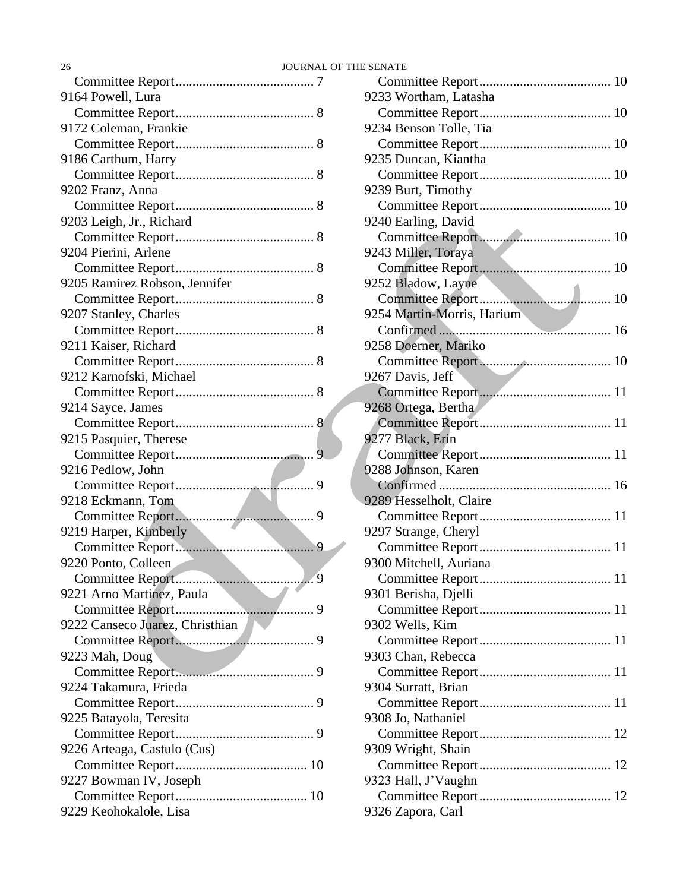Committee Report........................................ 7

9164 Powell, Lura
Committee Report........................................ 8

9172 Coleman, Frankie
Committee Report........................................ 8

9186 Carthum, Harry
Committee Report........................................ 8

9202 Franz, Anna
Committee Report........................................ 8

9203 Leigh, Jr., Richard
Committee Report........................................ 8

9204 Pierini, Arlene
Committee Report........................................ 8

9205 Ramirez Robson, Jennifer
Committee Report........................................ 8

9207 Stanley, Charles
Committee Report........................................ 8

9211 Kaiser, Richard
Committee Report........................................ 8

9212 Karnofski, Michael
Committee Report........................................ 8

9214 Sayce, James
Committee Report........................................ 8

9215 Pasquier, Therese
Committee Report........................................ 9

9216 Pedlow, John
Committee Report........................................ 9

9218 Eckmann, Tom
Committee Report........................................ 9

9219 Harper, Kimberly
Committee Report........................................ 9

9220 Ponto, Colleen
Committee Report........................................ 9

9221 Arno Martinez, Paula
Committee Report........................................ 9

9222 Canseco Juarez, Christhian
Committee Report........................................ 9

9223 Mah, Doug
Committee Report........................................ 9

9224 Takamura, Frieda
Committee Report........................................ 9

9225 Batayola, Teresita
Committee Report........................................ 9

9226 Arteaga, Castulo (Cus)
Committee Report...................................... 10

9227 Bowman IV, Joseph
Committee Report...................................... 10

9229 Keohokalole, Lisa
Committee Report...................................... 10

9233 Wortham, Latasha
Committee Report...................................... 10

9234 Benson Tolle, Tia
Committee Report...................................... 10

9235 Duncan, Kiantha
Committee Report...................................... 10

9239 Burt, Timothy
Committee Report...................................... 10

9240 Earling, David
Committee Report...................................... 10

9243 Miller, Toraya
Committee Report...................................... 10

9252 Bladow, Layne
Committee Report...................................... 10

9254 Martin-Morris, Harium
Confirmed .................................................. 16

9258 Doerner, Mariko
Committee Report...................................... 10

9267 Davis, Jeff
Committee Report...................................... 11

9268 Ortega, Bertha
Committee Report...................................... 11

9277 Black, Erin
Committee Report...................................... 11

9288 Johnson, Karen
Confirmed .................................................. 16

9289 Hesselholt, Claire
Committee Report...................................... 11

9297 Strange, Cheryl
Committee Report...................................... 11

9300 Mitchell, Auriana
Committee Report...................................... 11

9301 Berisha, Djelli
Committee Report...................................... 11

9302 Wells, Kim
Committee Report...................................... 11

9303 Chan, Rebecca
Committee Report...................................... 11

9304 Surratt, Brian
Committee Report...................................... 11

9308 Jo, Nathaniel
Committee Report...................................... 12

9309 Wright, Shain
Committee Report...................................... 12

9323 Hall, J'Vaughn
Committee Report...................................... 12

9326 Zapora, Carl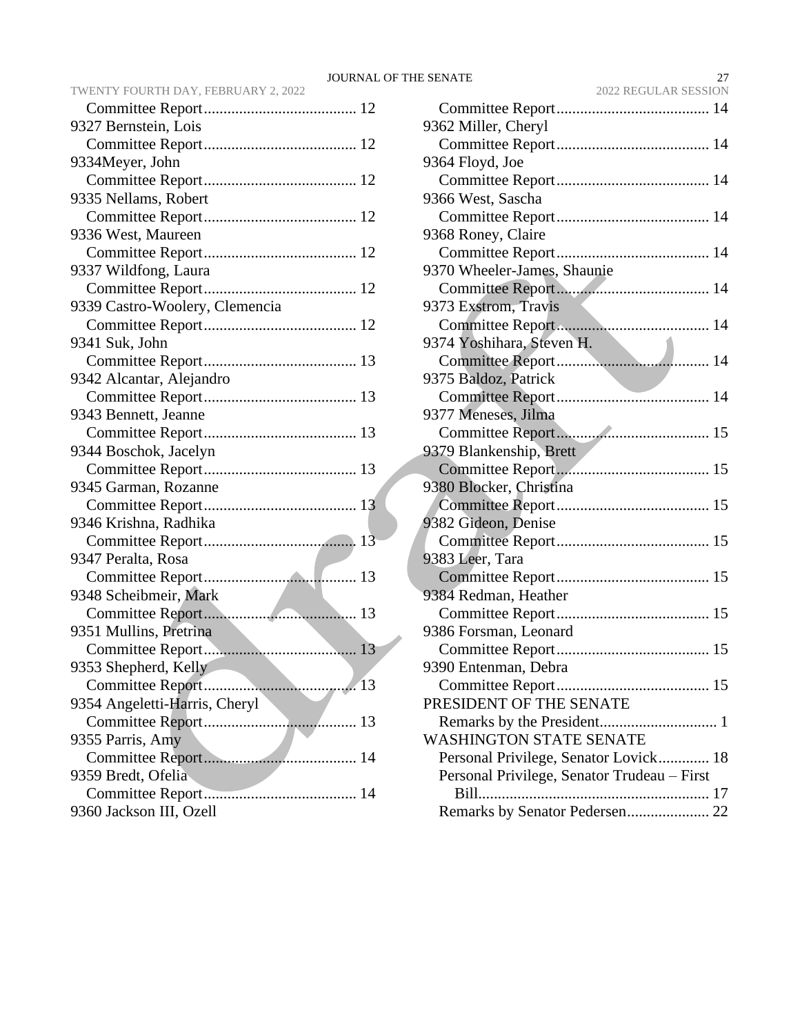Committee Report....................................... 12
9327 Bernstein, Lois
Committee Report....................................... 12
9334Meyer, John
Committee Report....................................... 12
9335 Nellams, Robert
Committee Report....................................... 12
9336 West, Maureen
Committee Report....................................... 12
9337 Wildfong, Laura
Committee Report....................................... 12
9339 Castro-Woolery, Clemencia
Committee Report....................................... 12
9341 Suk, John
Committee Report....................................... 13
9342 Alcantar, Alejandro
Committee Report....................................... 13
9343 Bennett, Jeanne
Committee Report....................................... 13
9344 Boschok, Jacelyn
Committee Report....................................... 13
9345 Garman, Rozanne
Committee Report....................................... 13
9346 Krishna, Radhika
Committee Report....................................... 13
9347 Peralta, Rosa
Committee Report....................................... 13
9348 Scheibmeir, Mark
Committee Report....................................... 13
9351 Mullins, Pretrina
Committee Report....................................... 13
9353 Shepherd, Kelly
Committee Report....................................... 13
9354 Angeletti-Harris, Cheryl
Committee Report....................................... 13
9355 Parris, Amy
Committee Report....................................... 14
9359 Bredt, Ofelia
Committee Report....................................... 14
9360 Jackson III, Ozell
Committee Report....................................... 14
9362 Miller, Cheryl
Committee Report....................................... 14
9364 Floyd, Joe
Committee Report....................................... 14
9366 West, Sascha
Committee Report....................................... 14
9368 Roney, Claire
Committee Report....................................... 14
9370 Wheeler-James, Shaunie
Committee Report....................................... 14
9373 Exstrom, Travis
Committee Report....................................... 14
9374 Yoshihara, Steven H.
Committee Report....................................... 14
9375 Baldoz, Patrick
Committee Report....................................... 14
9377 Meneses, Jilma
Committee Report....................................... 15
9379 Blankenship, Brett
Committee Report....................................... 15
9380 Blocker, Christina
Committee Report....................................... 15
9382 Gideon, Denise
Committee Report....................................... 15
9383 Leer, Tara
Committee Report....................................... 15
9384 Redman, Heather
Committee Report....................................... 15
9386 Forsman, Leonard
Committee Report....................................... 15
9390 Entenman, Debra
Committee Report....................................... 15
PRESIDENT OF THE SENATE
Remarks by the President.............................. 1
WASHINGTON STATE SENATE
Personal Privilege, Senator Lovick............. 18
Personal Privilege, Senator Trudeau – First Bill........................................................... 17
Remarks by Senator Pedersen..................... 22